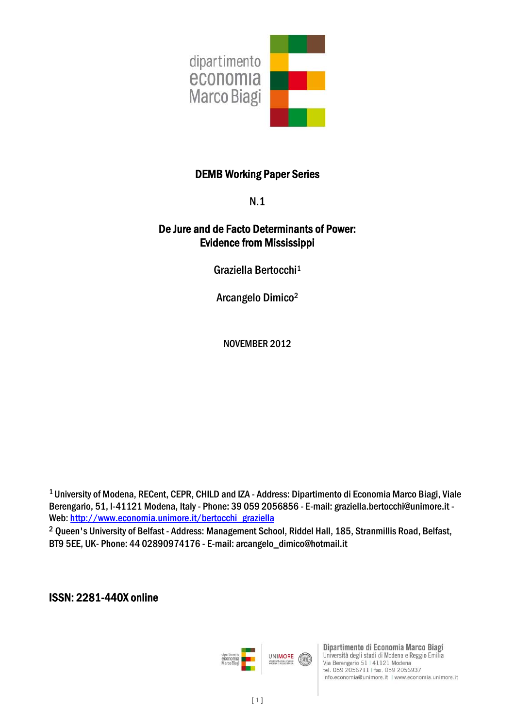dipartimento economia Marco Biagi

**DEMB Working Paper Series**

**N.1**

# De Jure and de Facto Determinants of Power: Evidence from Mississippi

Graziella Bertocchi[1]

Arcangelo Dimico[2]

NOVEMBER 2012

[1] University of Modena, RECent, CEPR, CHILD and IZA - Address: Dipartimento di Economia Marco Biagi, Viale Berengario, 51, I-41121 Modena, Italy - Phone: 39 059 2056856 - E-mail: graziella.bertocchi@unimore.it - Web: [http://www.economia.unimore.it/bertocchi_graziella](http://www.economia.unimore.it/bertocchi_graziella)

[2] Queen's University of Belfast - Address: Management School, Riddel Hall, 185, Stranmillis Road, Belfast, BT9 5EE, UK- Phone: 44 02890974176 - E-mail: arcangelo_dimico@hotmail.it

**ISSN: 2281-440X online**

Dipartimento di Economia Marco Biagi
Università degli studi di Modena e Reggio Emilia
Via Berengario 51 | 41121 Modena
tel. 059 2056711 | fax. 059 2056937
info.economia@unimore.it | www.economia.unimore.it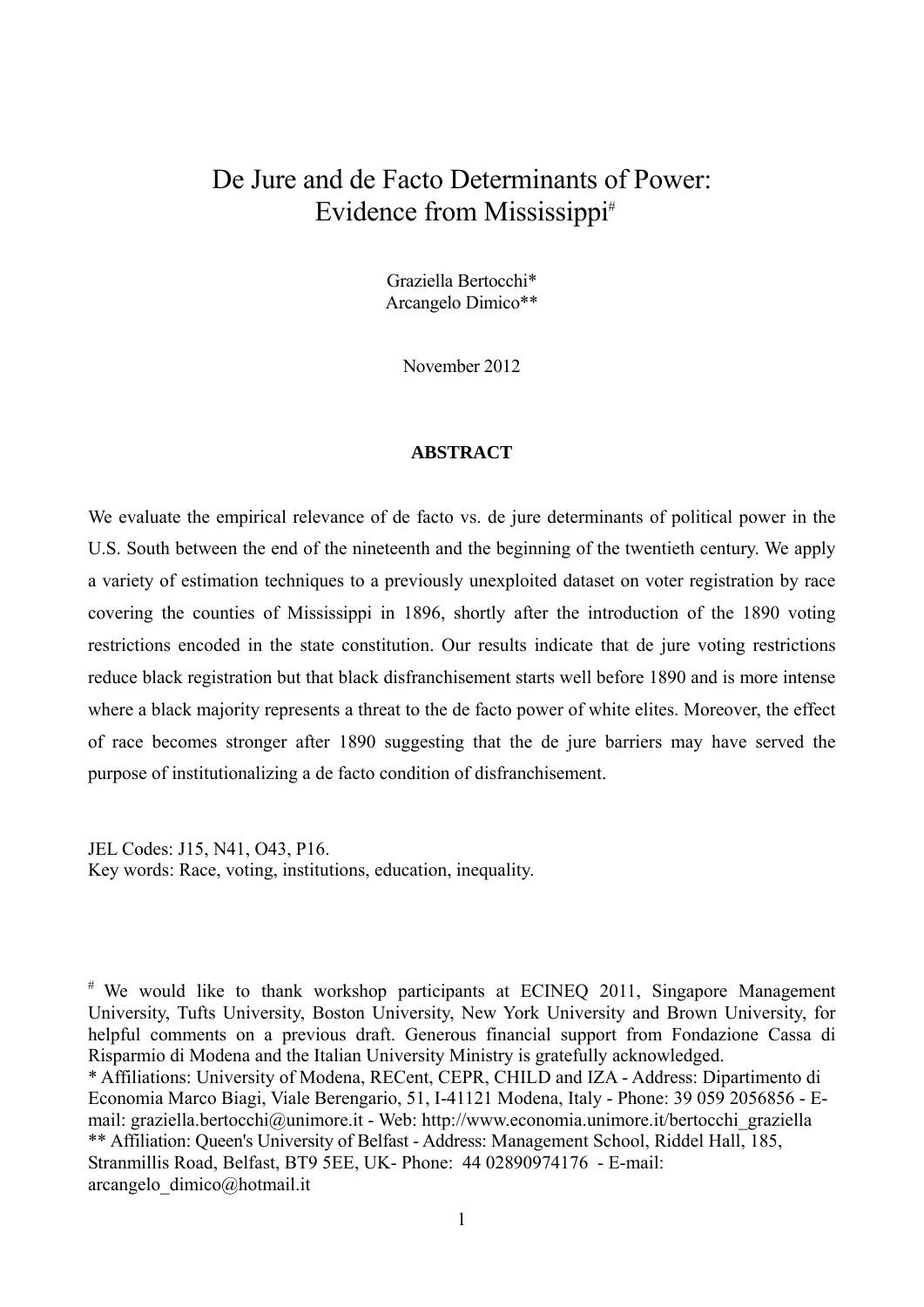# De Jure and de Facto Determinants of Power: Evidence from Mississippi[#]

Graziella Bertocchi*
Arcangelo Dimico**

November 2012

**ABSTRACT**

We evaluate the empirical relevance of de facto vs. de jure determinants of political power in the U.S. South between the end of the nineteenth and the beginning of the twentieth century. We apply a variety of estimation techniques to a previously unexploited dataset on voter registration by race covering the counties of Mississippi in 1896, shortly after the introduction of the 1890 voting restrictions encoded in the state constitution. Our results indicate that de jure voting restrictions reduce black registration but that black disfranchisement starts well before 1890 and is more intense where a black majority represents a threat to the de facto power of white elites. Moreover, the effect of race becomes stronger after 1890 suggesting that the de jure barriers may have served the purpose of institutionalizing a de facto condition of disfranchisement.

JEL Codes: J15, N41, O43, P16.
Key words: Race, voting, institutions, education, inequality.

[#] We would like to thank workshop participants at ECINEQ 2011, Singapore Management University, Tufts University, Boston University, New York University and Brown University, for helpful comments on a previous draft. Generous financial support from Fondazione Cassa di Risparmio di Modena and the Italian University Ministry is gratefully acknowledged.
* Affiliations: University of Modena, RECent, CEPR, CHILD and IZA - Address: Dipartimento di Economia Marco Biagi, Viale Berengario, 51, I-41121 Modena, Italy - Phone: 39 059 2056856 - E-mail: graziella.bertocchi@unimore.it - Web: http://www.economia.unimore.it/bertocchi_graziella
** Affiliation: Queen's University of Belfast - Address: Management School, Riddel Hall, 185, Stranmillis Road, Belfast, BT9 5EE, UK- Phone: 44 02890974176 - E-mail: arcangelo_dimico@hotmail.it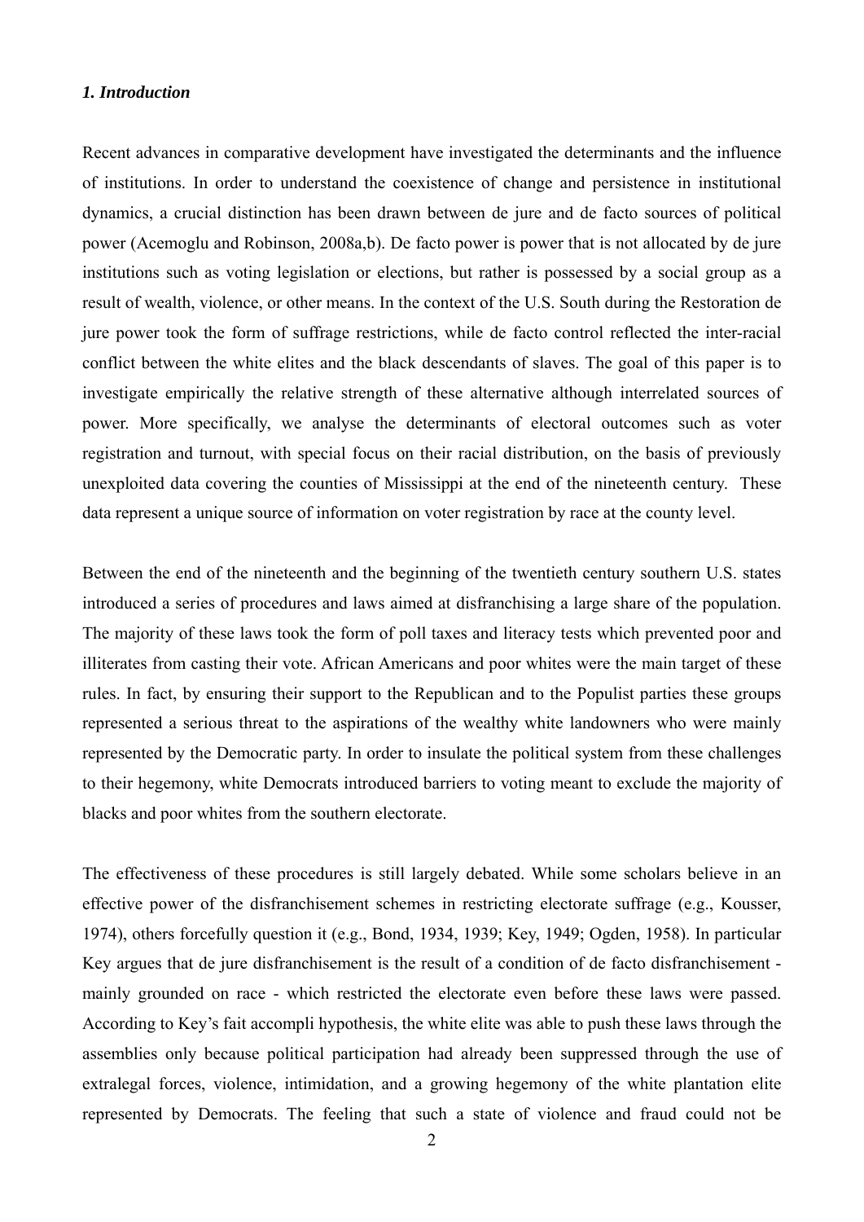### *1. Introduction*

Recent advances in comparative development have investigated the determinants and the influence of institutions. In order to understand the coexistence of change and persistence in institutional dynamics, a crucial distinction has been drawn between de jure and de facto sources of political power (Acemoglu and Robinson, 2008a,b). De facto power is power that is not allocated by de jure institutions such as voting legislation or elections, but rather is possessed by a social group as a result of wealth, violence, or other means. In the context of the U.S. South during the Restoration de jure power took the form of suffrage restrictions, while de facto control reflected the inter-racial conflict between the white elites and the black descendants of slaves. The goal of this paper is to investigate empirically the relative strength of these alternative although interrelated sources of power. More specifically, we analyse the determinants of electoral outcomes such as voter registration and turnout, with special focus on their racial distribution, on the basis of previously unexploited data covering the counties of Mississippi at the end of the nineteenth century. These data represent a unique source of information on voter registration by race at the county level.

Between the end of the nineteenth and the beginning of the twentieth century southern U.S. states introduced a series of procedures and laws aimed at disfranchising a large share of the population. The majority of these laws took the form of poll taxes and literacy tests which prevented poor and illiterates from casting their vote. African Americans and poor whites were the main target of these rules. In fact, by ensuring their support to the Republican and to the Populist parties these groups represented a serious threat to the aspirations of the wealthy white landowners who were mainly represented by the Democratic party. In order to insulate the political system from these challenges to their hegemony, white Democrats introduced barriers to voting meant to exclude the majority of blacks and poor whites from the southern electorate.

The effectiveness of these procedures is still largely debated. While some scholars believe in an effective power of the disfranchisement schemes in restricting electorate suffrage (e.g., Kousser, 1974), others forcefully question it (e.g., Bond, 1934, 1939; Key, 1949; Ogden, 1958). In particular Key argues that de jure disfranchisement is the result of a condition of de facto disfranchisement - mainly grounded on race - which restricted the electorate even before these laws were passed. According to Key's fait accompli hypothesis, the white elite was able to push these laws through the assemblies only because political participation had already been suppressed through the use of extralegal forces, violence, intimidation, and a growing hegemony of the white plantation elite represented by Democrats. The feeling that such a state of violence and fraud could not be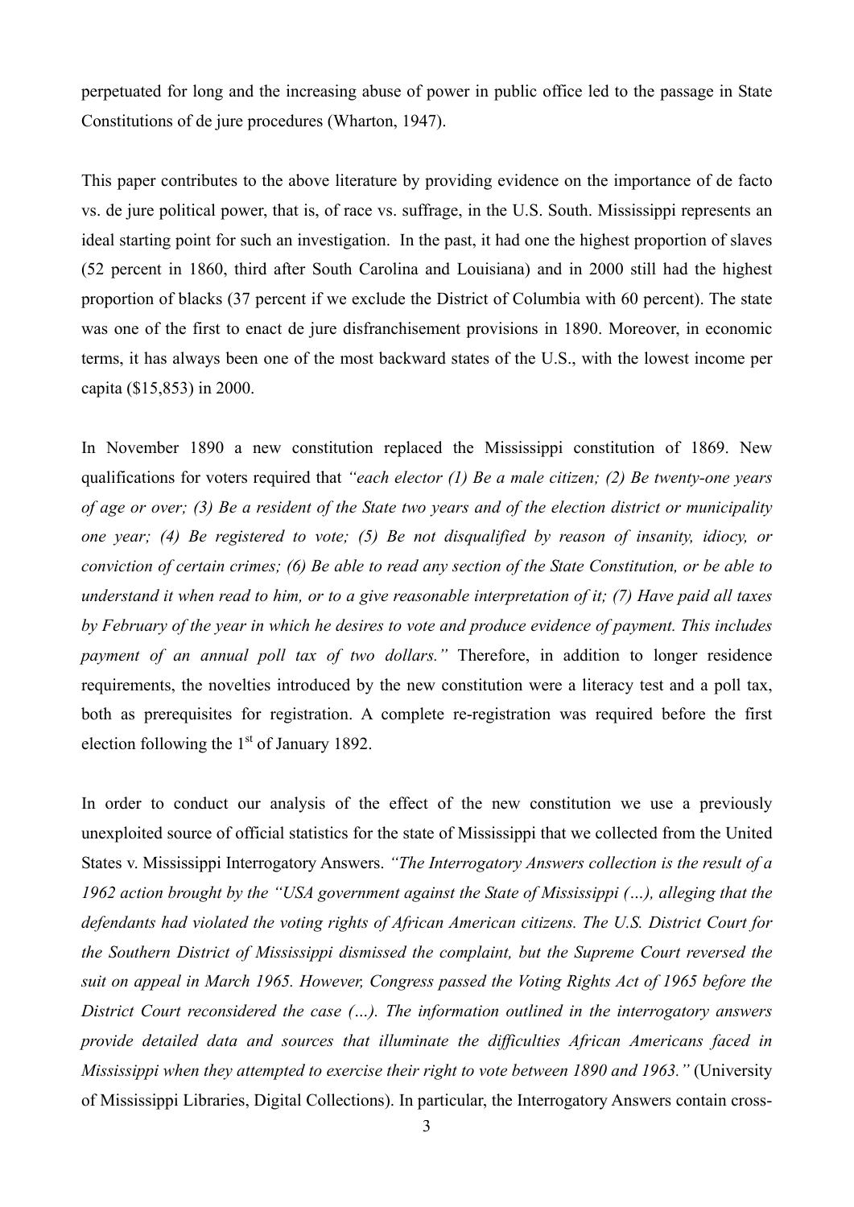perpetuated for long and the increasing abuse of power in public office led to the passage in State Constitutions of de jure procedures (Wharton, 1947).

This paper contributes to the above literature by providing evidence on the importance of de facto vs. de jure political power, that is, of race vs. suffrage, in the U.S. South. Mississippi represents an ideal starting point for such an investigation. In the past, it had one the highest proportion of slaves (52 percent in 1860, third after South Carolina and Louisiana) and in 2000 still had the highest proportion of blacks (37 percent if we exclude the District of Columbia with 60 percent). The state was one of the first to enact de jure disfranchisement provisions in 1890. Moreover, in economic terms, it has always been one of the most backward states of the U.S., with the lowest income per capita ($15,853) in 2000.

In November 1890 a new constitution replaced the Mississippi constitution of 1869. New qualifications for voters required that *"each elector (1) Be a male citizen; (2) Be twenty-one years of age or over; (3) Be a resident of the State two years and of the election district or municipality one year; (4) Be registered to vote; (5) Be not disqualified by reason of insanity, idiocy, or conviction of certain crimes; (6) Be able to read any section of the State Constitution, or be able to understand it when read to him, or to a give reasonable interpretation of it; (7) Have paid all taxes by February of the year in which he desires to vote and produce evidence of payment. This includes payment of an annual poll tax of two dollars."* Therefore, in addition to longer residence requirements, the novelties introduced by the new constitution were a literacy test and a poll tax, both as prerequisites for registration. A complete re-registration was required before the first election following the 1st of January 1892.

In order to conduct our analysis of the effect of the new constitution we use a previously unexploited source of official statistics for the state of Mississippi that we collected from the United States v. Mississippi Interrogatory Answers. *"The Interrogatory Answers collection is the result of a 1962 action brought by the "USA government against the State of Mississippi (…), alleging that the defendants had violated the voting rights of African American citizens. The U.S. District Court for the Southern District of Mississippi dismissed the complaint, but the Supreme Court reversed the suit on appeal in March 1965. However, Congress passed the Voting Rights Act of 1965 before the District Court reconsidered the case (…). The information outlined in the interrogatory answers provide detailed data and sources that illuminate the difficulties African Americans faced in Mississippi when they attempted to exercise their right to vote between 1890 and 1963."* (University of Mississippi Libraries, Digital Collections). In particular, the Interrogatory Answers contain cross-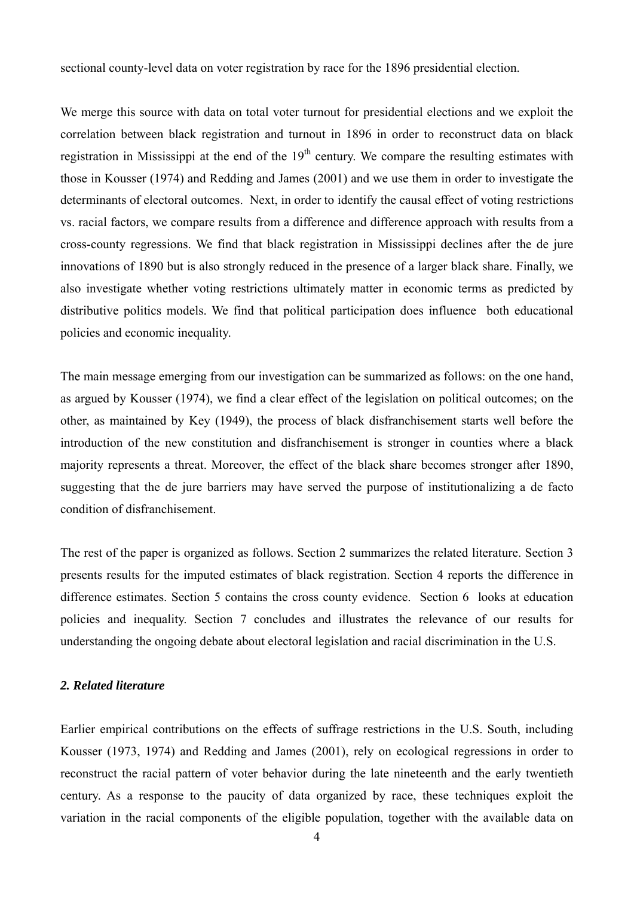sectional county-level data on voter registration by race for the 1896 presidential election.

We merge this source with data on total voter turnout for presidential elections and we exploit the correlation between black registration and turnout in 1896 in order to reconstruct data on black registration in Mississippi at the end of the $19^{th}$ century. We compare the resulting estimates with those in Kousser (1974) and Redding and James (2001) and we use them in order to investigate the determinants of electoral outcomes. Next, in order to identify the causal effect of voting restrictions vs. racial factors, we compare results from a difference and difference approach with results from a cross-county regressions. We find that black registration in Mississippi declines after the de jure innovations of 1890 but is also strongly reduced in the presence of a larger black share. Finally, we also investigate whether voting restrictions ultimately matter in economic terms as predicted by distributive politics models. We find that political participation does influence both educational policies and economic inequality.

The main message emerging from our investigation can be summarized as follows: on the one hand, as argued by Kousser (1974), we find a clear effect of the legislation on political outcomes; on the other, as maintained by Key (1949), the process of black disfranchisement starts well before the introduction of the new constitution and disfranchisement is stronger in counties where a black majority represents a threat. Moreover, the effect of the black share becomes stronger after 1890, suggesting that the de jure barriers may have served the purpose of institutionalizing a de facto condition of disfranchisement.

The rest of the paper is organized as follows. Section 2 summarizes the related literature. Section 3 presents results for the imputed estimates of black registration. Section 4 reports the difference in difference estimates. Section 5 contains the cross county evidence. Section 6 looks at education policies and inequality. Section 7 concludes and illustrates the relevance of our results for understanding the ongoing debate about electoral legislation and racial discrimination in the U.S.

## *2. Related literature*

Earlier empirical contributions on the effects of suffrage restrictions in the U.S. South, including Kousser (1973, 1974) and Redding and James (2001), rely on ecological regressions in order to reconstruct the racial pattern of voter behavior during the late nineteenth and the early twentieth century. As a response to the paucity of data organized by race, these techniques exploit the variation in the racial components of the eligible population, together with the available data on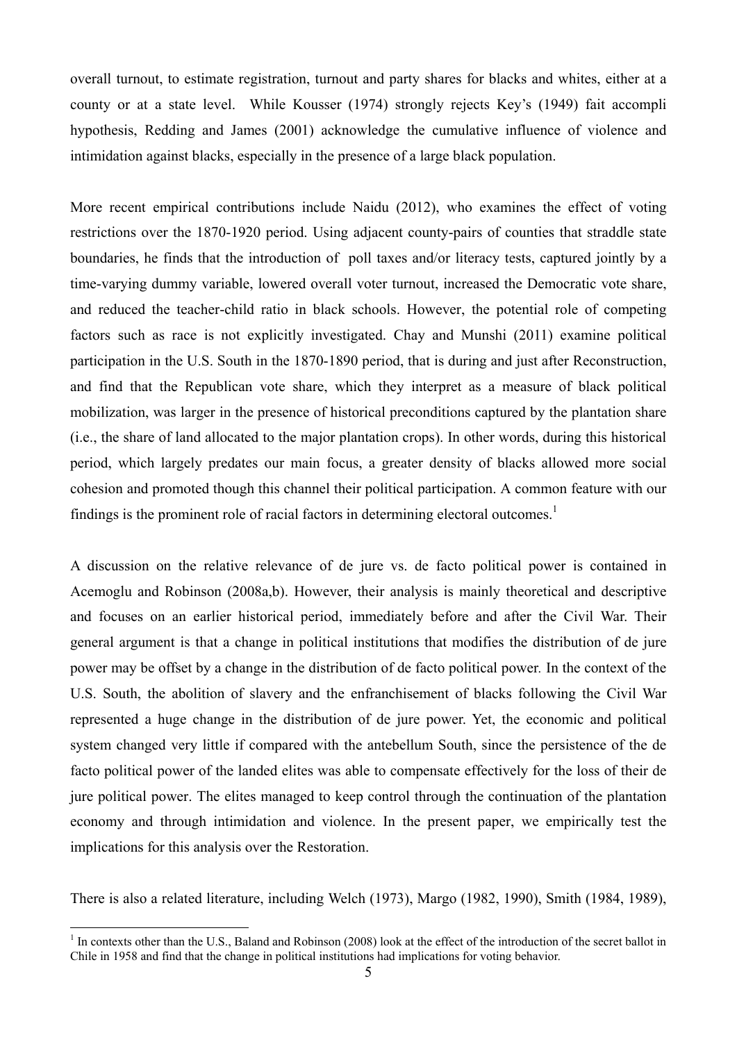overall turnout, to estimate registration, turnout and party shares for blacks and whites, either at a county or at a state level. While Kousser (1974) strongly rejects Key's (1949) fait accompli hypothesis, Redding and James (2001) acknowledge the cumulative influence of violence and intimidation against blacks, especially in the presence of a large black population.

More recent empirical contributions include Naidu (2012), who examines the effect of voting restrictions over the 1870-1920 period. Using adjacent county-pairs of counties that straddle state boundaries, he finds that the introduction of poll taxes and/or literacy tests, captured jointly by a time-varying dummy variable, lowered overall voter turnout, increased the Democratic vote share, and reduced the teacher-child ratio in black schools. However, the potential role of competing factors such as race is not explicitly investigated. Chay and Munshi (2011) examine political participation in the U.S. South in the 1870-1890 period, that is during and just after Reconstruction, and find that the Republican vote share, which they interpret as a measure of black political mobilization, was larger in the presence of historical preconditions captured by the plantation share (i.e., the share of land allocated to the major plantation crops). In other words, during this historical period, which largely predates our main focus, a greater density of blacks allowed more social cohesion and promoted though this channel their political participation. A common feature with our findings is the prominent role of racial factors in determining electoral outcomes.[1]

A discussion on the relative relevance of de jure vs. de facto political power is contained in Acemoglu and Robinson (2008a,b). However, their analysis is mainly theoretical and descriptive and focuses on an earlier historical period, immediately before and after the Civil War. Their general argument is that a change in political institutions that modifies the distribution of de jure power may be offset by a change in the distribution of de facto political power. In the context of the U.S. South, the abolition of slavery and the enfranchisement of blacks following the Civil War represented a huge change in the distribution of de jure power. Yet, the economic and political system changed very little if compared with the antebellum South, since the persistence of the de facto political power of the landed elites was able to compensate effectively for the loss of their de jure political power. The elites managed to keep control through the continuation of the plantation economy and through intimidation and violence. In the present paper, we empirically test the implications for this analysis over the Restoration.

There is also a related literature, including Welch (1973), Margo (1982, 1990), Smith (1984, 1989),

[1] In contexts other than the U.S., Baland and Robinson (2008) look at the effect of the introduction of the secret ballot in Chile in 1958 and find that the change in political institutions had implications for voting behavior.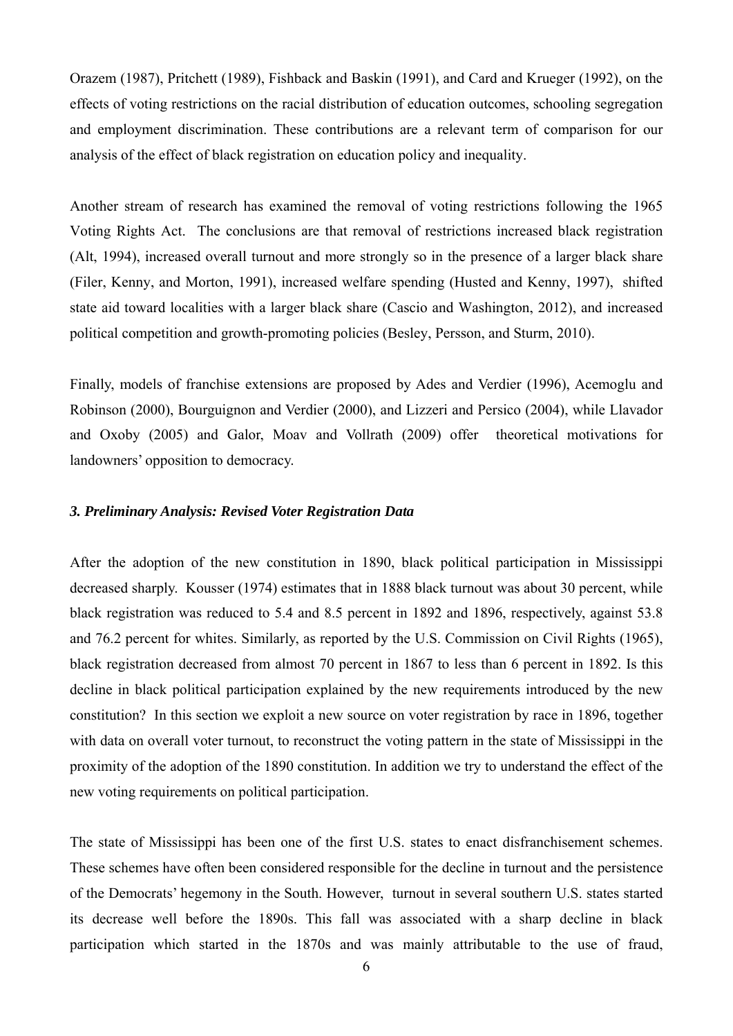Orazem (1987), Pritchett (1989), Fishback and Baskin (1991), and Card and Krueger (1992), on the effects of voting restrictions on the racial distribution of education outcomes, schooling segregation and employment discrimination. These contributions are a relevant term of comparison for our analysis of the effect of black registration on education policy and inequality.

Another stream of research has examined the removal of voting restrictions following the 1965 Voting Rights Act. The conclusions are that removal of restrictions increased black registration (Alt, 1994), increased overall turnout and more strongly so in the presence of a larger black share (Filer, Kenny, and Morton, 1991), increased welfare spending (Husted and Kenny, 1997), shifted state aid toward localities with a larger black share (Cascio and Washington, 2012), and increased political competition and growth-promoting policies (Besley, Persson, and Sturm, 2010).

Finally, models of franchise extensions are proposed by Ades and Verdier (1996), Acemoglu and Robinson (2000), Bourguignon and Verdier (2000), and Lizzeri and Persico (2004), while Llavador and Oxoby (2005) and Galor, Moav and Vollrath (2009) offer theoretical motivations for landowners' opposition to democracy.

### *3. Preliminary Analysis: Revised Voter Registration Data*

After the adoption of the new constitution in 1890, black political participation in Mississippi decreased sharply. Kousser (1974) estimates that in 1888 black turnout was about 30 percent, while black registration was reduced to 5.4 and 8.5 percent in 1892 and 1896, respectively, against 53.8 and 76.2 percent for whites. Similarly, as reported by the U.S. Commission on Civil Rights (1965), black registration decreased from almost 70 percent in 1867 to less than 6 percent in 1892. Is this decline in black political participation explained by the new requirements introduced by the new constitution? In this section we exploit a new source on voter registration by race in 1896, together with data on overall voter turnout, to reconstruct the voting pattern in the state of Mississippi in the proximity of the adoption of the 1890 constitution. In addition we try to understand the effect of the new voting requirements on political participation.

The state of Mississippi has been one of the first U.S. states to enact disfranchisement schemes. These schemes have often been considered responsible for the decline in turnout and the persistence of the Democrats' hegemony in the South. However, turnout in several southern U.S. states started its decrease well before the 1890s. This fall was associated with a sharp decline in black participation which started in the 1870s and was mainly attributable to the use of fraud,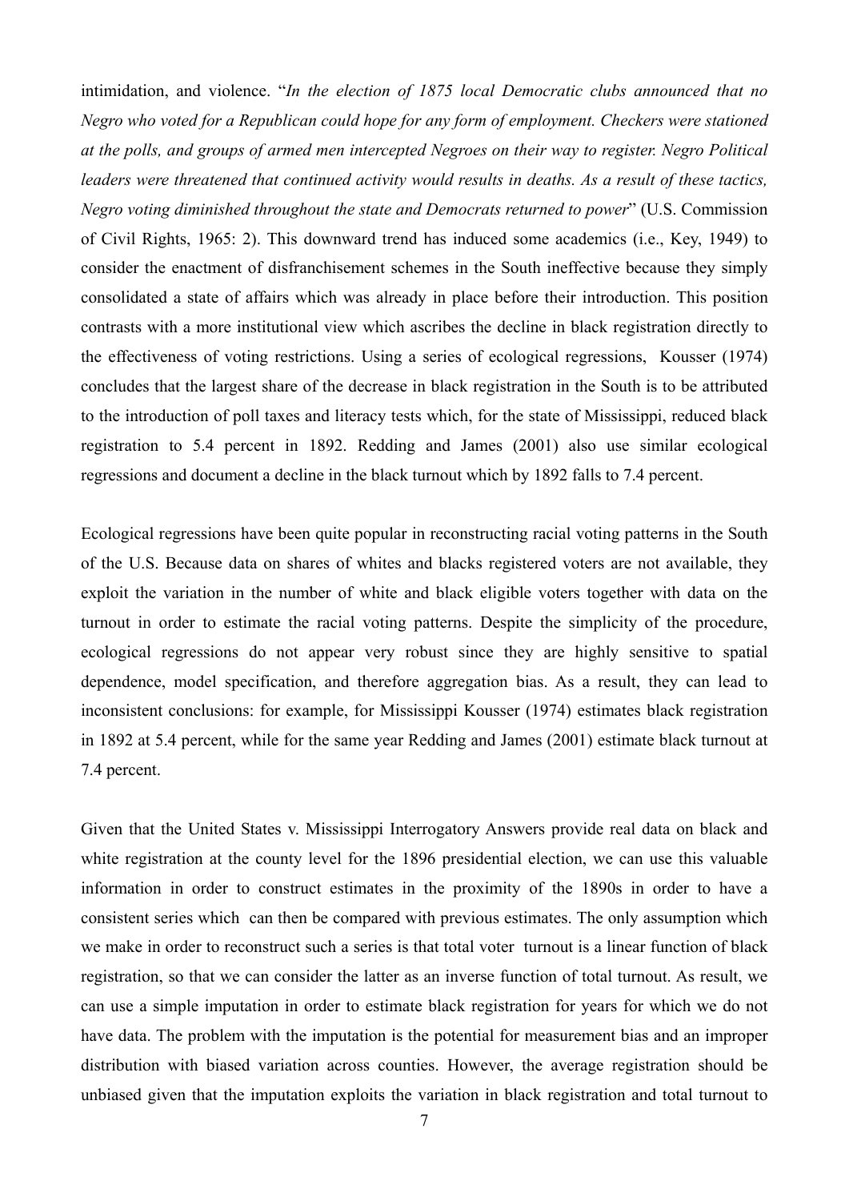intimidation, and violence. "*In the election of 1875 local Democratic clubs announced that no Negro who voted for a Republican could hope for any form of employment. Checkers were stationed at the polls, and groups of armed men intercepted Negroes on their way to register. Negro Political leaders were threatened that continued activity would results in deaths. As a result of these tactics, Negro voting diminished throughout the state and Democrats returned to power*" (U.S. Commission of Civil Rights, 1965: 2). This downward trend has induced some academics (i.e., Key, 1949) to consider the enactment of disfranchisement schemes in the South ineffective because they simply consolidated a state of affairs which was already in place before their introduction. This position contrasts with a more institutional view which ascribes the decline in black registration directly to the effectiveness of voting restrictions. Using a series of ecological regressions, Kousser (1974) concludes that the largest share of the decrease in black registration in the South is to be attributed to the introduction of poll taxes and literacy tests which, for the state of Mississippi, reduced black registration to 5.4 percent in 1892. Redding and James (2001) also use similar ecological regressions and document a decline in the black turnout which by 1892 falls to 7.4 percent.

Ecological regressions have been quite popular in reconstructing racial voting patterns in the South of the U.S. Because data on shares of whites and blacks registered voters are not available, they exploit the variation in the number of white and black eligible voters together with data on the turnout in order to estimate the racial voting patterns. Despite the simplicity of the procedure, ecological regressions do not appear very robust since they are highly sensitive to spatial dependence, model specification, and therefore aggregation bias. As a result, they can lead to inconsistent conclusions: for example, for Mississippi Kousser (1974) estimates black registration in 1892 at 5.4 percent, while for the same year Redding and James (2001) estimate black turnout at 7.4 percent.

Given that the United States v. Mississippi Interrogatory Answers provide real data on black and white registration at the county level for the 1896 presidential election, we can use this valuable information in order to construct estimates in the proximity of the 1890s in order to have a consistent series which can then be compared with previous estimates. The only assumption which we make in order to reconstruct such a series is that total voter turnout is a linear function of black registration, so that we can consider the latter as an inverse function of total turnout. As result, we can use a simple imputation in order to estimate black registration for years for which we do not have data. The problem with the imputation is the potential for measurement bias and an improper distribution with biased variation across counties. However, the average registration should be unbiased given that the imputation exploits the variation in black registration and total turnout to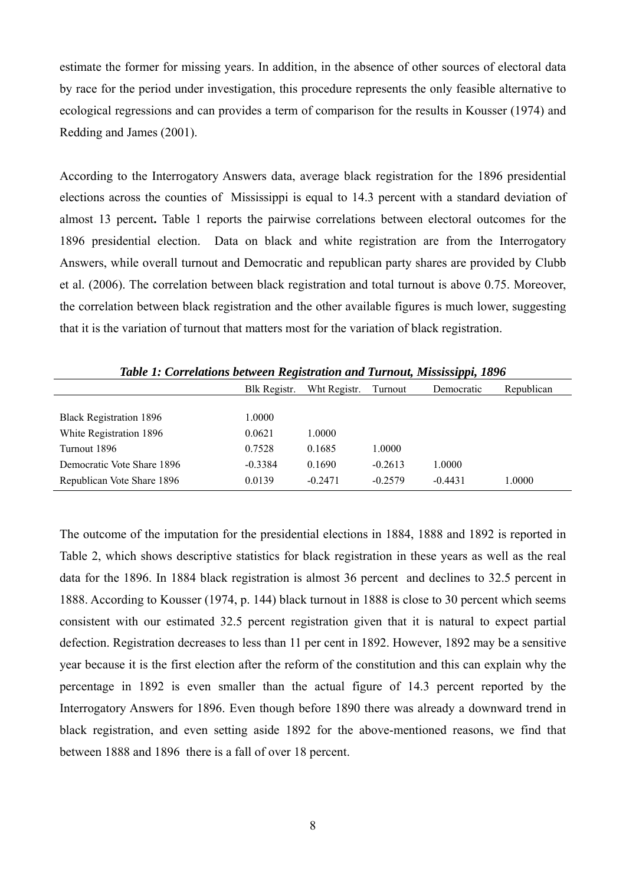estimate the former for missing years. In addition, in the absence of other sources of electoral data by race for the period under investigation, this procedure represents the only feasible alternative to ecological regressions and can provides a term of comparison for the results in Kousser (1974) and Redding and James (2001).

According to the Interrogatory Answers data, average black registration for the 1896 presidential elections across the counties of Mississippi is equal to 14.3 percent with a standard deviation of almost 13 percent**.** Table 1 reports the pairwise correlations between electoral outcomes for the 1896 presidential election. Data on black and white registration are from the Interrogatory Answers, while overall turnout and Democratic and republican party shares are provided by Clubb et al. (2006). The correlation between black registration and total turnout is above 0.75. Moreover, the correlation between black registration and the other available figures is much lower, suggesting that it is the variation of turnout that matters most for the variation of black registration.

***Table 1: Correlations between Registration and Turnout, Mississippi, 1896***

| | Blk Registr. | Wht Registr. | Turnout | Democratic | Republican |
|---|---|---|---|---|---|
| Black Registration 1896 | 1.0000 | | | | |
| White Registration 1896 | 0.0621 | 1.0000 | | | |
| Turnout 1896 | 0.7528 | 0.1685 | 1.0000 | | |
| Democratic Vote Share 1896 | -0.3384 | 0.1690 | -0.2613 | 1.0000 | |
| Republican Vote Share 1896 | 0.0139 | -0.2471 | -0.2579 | -0.4431 | 1.0000 |

The outcome of the imputation for the presidential elections in 1884, 1888 and 1892 is reported in Table 2, which shows descriptive statistics for black registration in these years as well as the real data for the 1896. In 1884 black registration is almost 36 percent and declines to 32.5 percent in 1888. According to Kousser (1974, p. 144) black turnout in 1888 is close to 30 percent which seems consistent with our estimated 32.5 percent registration given that it is natural to expect partial defection. Registration decreases to less than 11 per cent in 1892. However, 1892 may be a sensitive year because it is the first election after the reform of the constitution and this can explain why the percentage in 1892 is even smaller than the actual figure of 14.3 percent reported by the Interrogatory Answers for 1896. Even though before 1890 there was already a downward trend in black registration, and even setting aside 1892 for the above-mentioned reasons, we find that between 1888 and 1896 there is a fall of over 18 percent.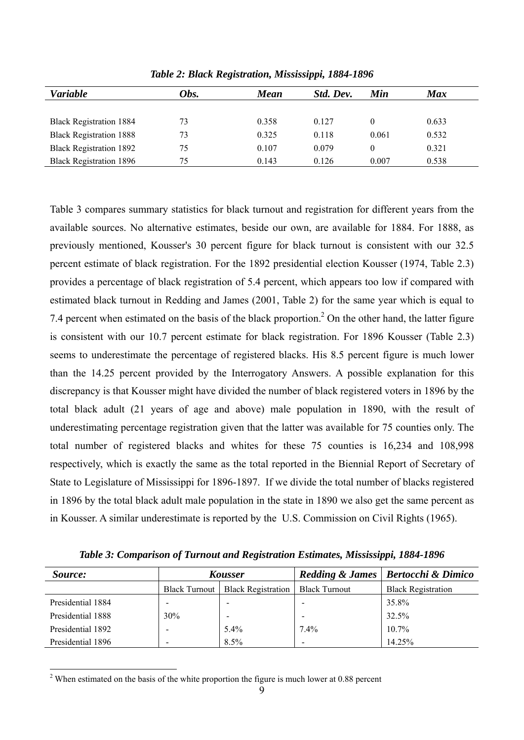*Table 2: Black Registration, Mississippi, 1884-1896*

| *Variable* | *Obs.* | *Mean* | *Std. Dev.* | *Min* | *Max* |
|---|---|---|---|---|---|
| Black Registration 1884 | 73 | 0.358 | 0.127 | 0 | 0.633 |
| Black Registration 1888 | 73 | 0.325 | 0.118 | 0.061 | 0.532 |
| Black Registration 1892 | 75 | 0.107 | 0.079 | 0 | 0.321 |
| Black Registration 1896 | 75 | 0.143 | 0.126 | 0.007 | 0.538 |

Table 3 compares summary statistics for black turnout and registration for different years from the available sources. No alternative estimates, beside our own, are available for 1884. For 1888, as previously mentioned, Kousser's 30 percent figure for black turnout is consistent with our 32.5 percent estimate of black registration. For the 1892 presidential election Kousser (1974, Table 2.3) provides a percentage of black registration of 5.4 percent, which appears too low if compared with estimated black turnout in Redding and James (2001, Table 2) for the same year which is equal to 7.4 percent when estimated on the basis of the black proportion.[2] On the other hand, the latter figure is consistent with our 10.7 percent estimate for black registration. For 1896 Kousser (Table 2.3) seems to underestimate the percentage of registered blacks. His 8.5 percent figure is much lower than the 14.25 percent provided by the Interrogatory Answers. A possible explanation for this discrepancy is that Kousser might have divided the number of black registered voters in 1896 by the total black adult (21 years of age and above) male population in 1890, with the result of underestimating percentage registration given that the latter was available for 75 counties only. The total number of registered blacks and whites for these 75 counties is 16,234 and 108,998 respectively, which is exactly the same as the total reported in the Biennial Report of Secretary of State to Legislature of Mississippi for 1896-1897. If we divide the total number of blacks registered in 1896 by the total black adult male population in the state in 1890 we also get the same percent as in Kousser. A similar underestimate is reported by the U.S. Commission on Civil Rights (1965).

*Table 3: Comparison of Turnout and Registration Estimates, Mississippi, 1884-1896*

| *Source:* | *Kousser* | | *Redding & James* | *Bertocchi & Dimico* |
|---|---|---|---|---|
| | Black Turnout | Black Registration | Black Turnout | Black Registration |
| Presidential 1884 | - | - | - | 35.8% |
| Presidential 1888 | 30% | - | - | 32.5% |
| Presidential 1892 | - | 5.4% | 7.4% | 10.7% |
| Presidential 1896 | - | 8.5% | - | 14.25% |

[2] When estimated on the basis of the white proportion the figure is much lower at 0.88 percent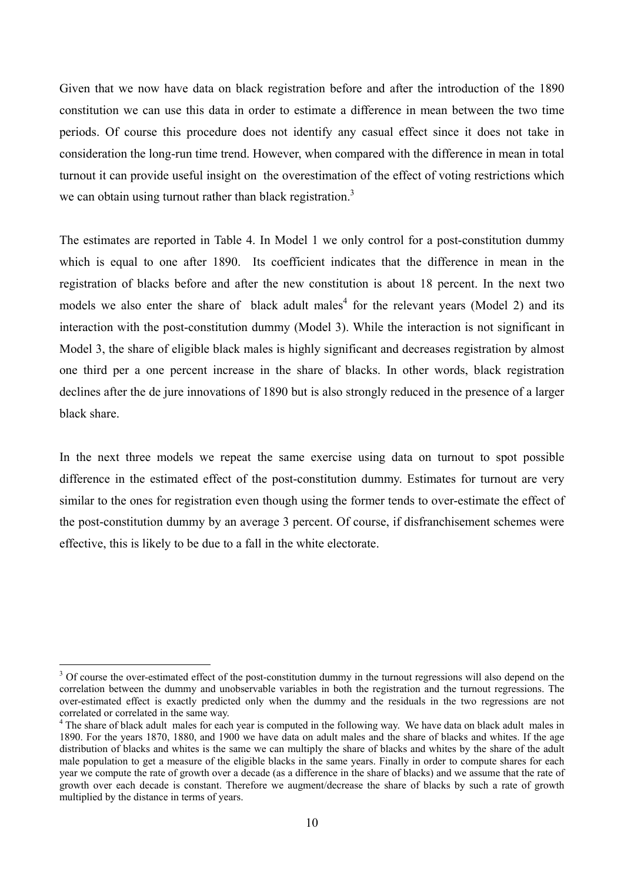Given that we now have data on black registration before and after the introduction of the 1890 constitution we can use this data in order to estimate a difference in mean between the two time periods. Of course this procedure does not identify any casual effect since it does not take in consideration the long-run time trend. However, when compared with the difference in mean in total turnout it can provide useful insight on the overestimation of the effect of voting restrictions which we can obtain using turnout rather than black registration.[3]

The estimates are reported in Table 4. In Model 1 we only control for a post-constitution dummy which is equal to one after 1890. Its coefficient indicates that the difference in mean in the registration of blacks before and after the new constitution is about 18 percent. In the next two models we also enter the share of black adult males[4] for the relevant years (Model 2) and its interaction with the post-constitution dummy (Model 3). While the interaction is not significant in Model 3, the share of eligible black males is highly significant and decreases registration by almost one third per a one percent increase in the share of blacks. In other words, black registration declines after the de jure innovations of 1890 but is also strongly reduced in the presence of a larger black share.

In the next three models we repeat the same exercise using data on turnout to spot possible difference in the estimated effect of the post-constitution dummy. Estimates for turnout are very similar to the ones for registration even though using the former tends to over-estimate the effect of the post-constitution dummy by an average 3 percent. Of course, if disfranchisement schemes were effective, this is likely to be due to a fall in the white electorate.

[3] Of course the over-estimated effect of the post-constitution dummy in the turnout regressions will also depend on the correlation between the dummy and unobservable variables in both the registration and the turnout regressions. The over-estimated effect is exactly predicted only when the dummy and the residuals in the two regressions are not correlated or correlated in the same way.

[4] The share of black adult males for each year is computed in the following way. We have data on black adult males in 1890. For the years 1870, 1880, and 1900 we have data on adult males and the share of blacks and whites. If the age distribution of blacks and whites is the same we can multiply the share of blacks and whites by the share of the adult male population to get a measure of the eligible blacks in the same years. Finally in order to compute shares for each year we compute the rate of growth over a decade (as a difference in the share of blacks) and we assume that the rate of growth over each decade is constant. Therefore we augment/decrease the share of blacks by such a rate of growth multiplied by the distance in terms of years.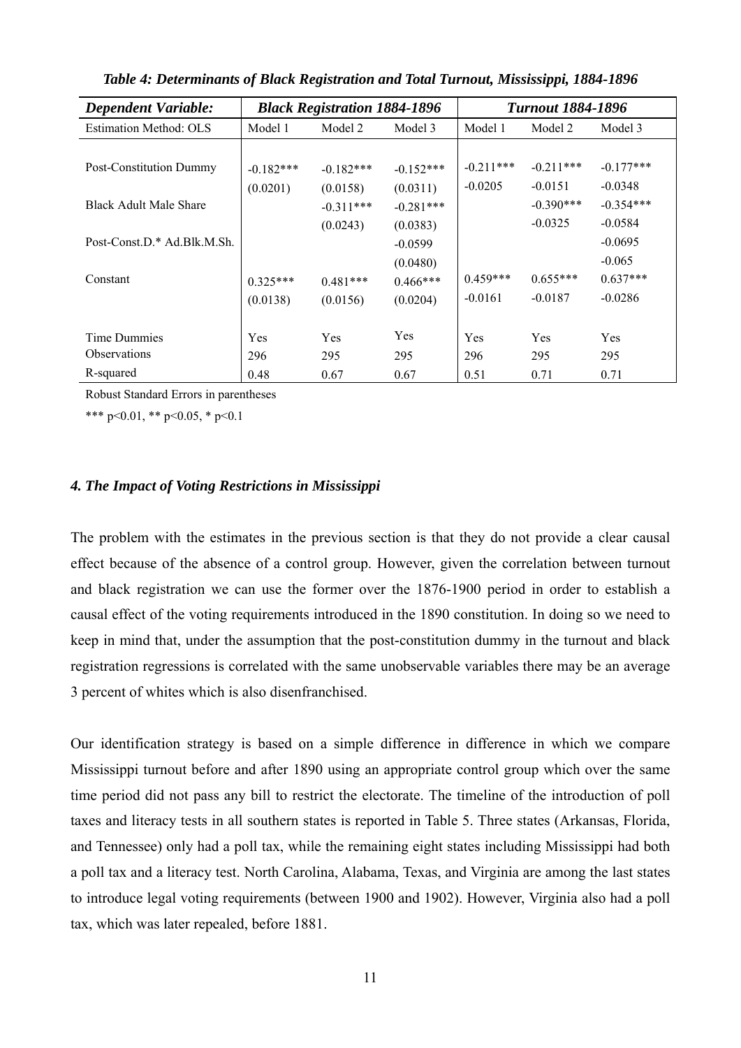*Table 4: Determinants of Black Registration and Total Turnout, Mississippi, 1884-1896*

| *Dependent Variable:* | *Black Registration 1884-1896* | | | *Turnout 1884-1896* | | |
|---|---|---|---|---|---|---|
| Estimation Method: OLS | Model 1 | Model 2 | Model 3 | Model 1 | Model 2 | Model 3 |
| Post-Constitution Dummy | -0.182*** | -0.182*** | -0.152*** | -0.211*** | -0.211*** | -0.177*** |
| | (0.0201) | (0.0158) | (0.0311) | -0.0205 | -0.0151 | -0.0348 |
| Black Adult Male Share | | -0.311*** | -0.281*** | | -0.390*** | -0.354*** |
| | | (0.0243) | (0.0383) | | -0.0325 | -0.0584 |
| Post-Const.D.* Ad.Blk.M.Sh. | | | -0.0599 | | | -0.0695 |
| | | | (0.0480) | | | -0.065 |
| Constant | 0.325*** | 0.481*** | 0.466*** | 0.459*** | 0.655*** | 0.637*** |
| | (0.0138) | (0.0156) | (0.0204) | -0.0161 | -0.0187 | -0.0286 |
| Time Dummies | Yes | Yes | Yes | Yes | Yes | Yes |
| Observations | 296 | 295 | 295 | 296 | 295 | 295 |
| R-squared | 0.48 | 0.67 | 0.67 | 0.51 | 0.71 | 0.71 |

Robust Standard Errors in parentheses

*** p<0.01, ** p<0.05, * p<0.1

### *4. The Impact of Voting Restrictions in Mississippi*

The problem with the estimates in the previous section is that they do not provide a clear causal effect because of the absence of a control group. However, given the correlation between turnout and black registration we can use the former over the 1876-1900 period in order to establish a causal effect of the voting requirements introduced in the 1890 constitution. In doing so we need to keep in mind that, under the assumption that the post-constitution dummy in the turnout and black registration regressions is correlated with the same unobservable variables there may be an average 3 percent of whites which is also disenfranchised.

Our identification strategy is based on a simple difference in difference in which we compare Mississippi turnout before and after 1890 using an appropriate control group which over the same time period did not pass any bill to restrict the electorate. The timeline of the introduction of poll taxes and literacy tests in all southern states is reported in Table 5. Three states (Arkansas, Florida, and Tennessee) only had a poll tax, while the remaining eight states including Mississippi had both a poll tax and a literacy test. North Carolina, Alabama, Texas, and Virginia are among the last states to introduce legal voting requirements (between 1900 and 1902). However, Virginia also had a poll tax, which was later repealed, before 1881.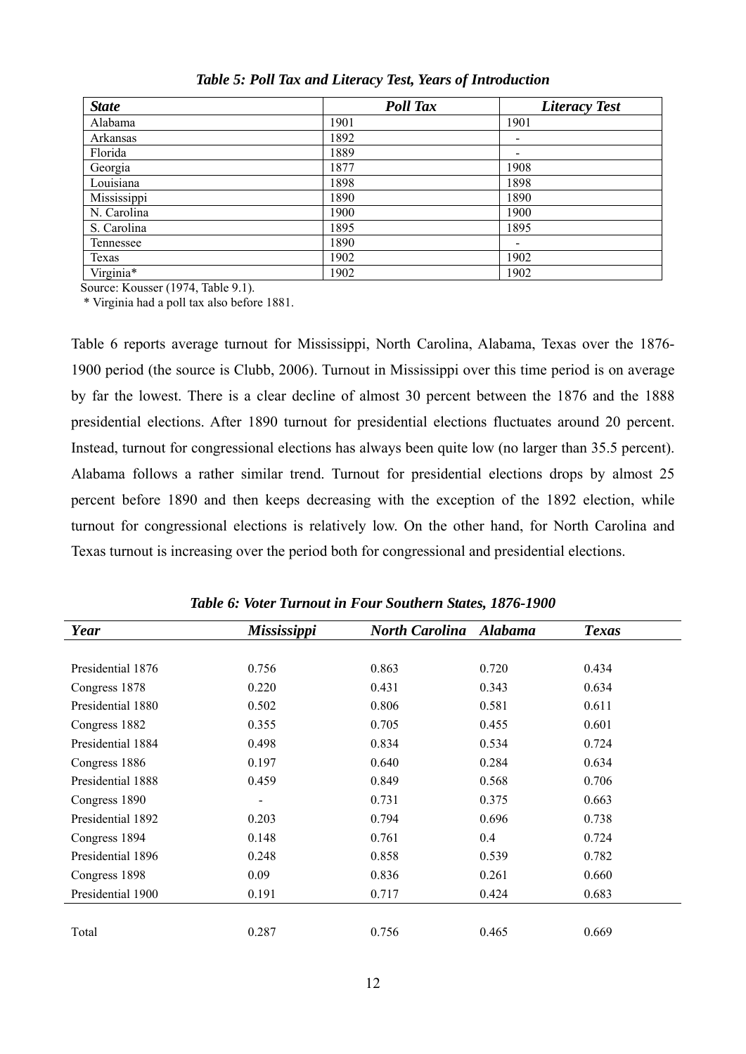**Table 5: Poll Tax and Literacy Test, Years of Introduction**

| *State* | *Poll Tax* | *Literacy Test* |
|---|---|---|
| Alabama | 1901 | 1901 |
| Arkansas | 1892 | - |
| Florida | 1889 | - |
| Georgia | 1877 | 1908 |
| Louisiana | 1898 | 1898 |
| Mississippi | 1890 | 1890 |
| N. Carolina | 1900 | 1900 |
| S. Carolina | 1895 | 1895 |
| Tennessee | 1890 | - |
| Texas | 1902 | 1902 |
| Virginia* | 1902 | 1902 |

Source: Kousser (1974, Table 9.1).

\* Virginia had a poll tax also before 1881.

Table 6 reports average turnout for Mississippi, North Carolina, Alabama, Texas over the 1876-1900 period (the source is Clubb, 2006). Turnout in Mississippi over this time period is on average by far the lowest. There is a clear decline of almost 30 percent between the 1876 and the 1888 presidential elections. After 1890 turnout for presidential elections fluctuates around 20 percent. Instead, turnout for congressional elections has always been quite low (no larger than 35.5 percent). Alabama follows a rather similar trend. Turnout for presidential elections drops by almost 25 percent before 1890 and then keeps decreasing with the exception of the 1892 election, while turnout for congressional elections is relatively low. On the other hand, for North Carolina and Texas turnout is increasing over the period both for congressional and presidential elections.

**Table 6: Voter Turnout in Four Southern States, 1876-1900**

| *Year* | *Mississippi* | *North Carolina* | *Alabama* | *Texas* |
|---|---|---|---|---|
| Presidential 1876 | 0.756 | 0.863 | 0.720 | 0.434 |
| Congress 1878 | 0.220 | 0.431 | 0.343 | 0.634 |
| Presidential 1880 | 0.502 | 0.806 | 0.581 | 0.611 |
| Congress 1882 | 0.355 | 0.705 | 0.455 | 0.601 |
| Presidential 1884 | 0.498 | 0.834 | 0.534 | 0.724 |
| Congress 1886 | 0.197 | 0.640 | 0.284 | 0.634 |
| Presidential 1888 | 0.459 | 0.849 | 0.568 | 0.706 |
| Congress 1890 | - | 0.731 | 0.375 | 0.663 |
| Presidential 1892 | 0.203 | 0.794 | 0.696 | 0.738 |
| Congress 1894 | 0.148 | 0.761 | 0.4 | 0.724 |
| Presidential 1896 | 0.248 | 0.858 | 0.539 | 0.782 |
| Congress 1898 | 0.09 | 0.836 | 0.261 | 0.660 |
| Presidential 1900 | 0.191 | 0.717 | 0.424 | 0.683 |
| Total | 0.287 | 0.756 | 0.465 | 0.669 |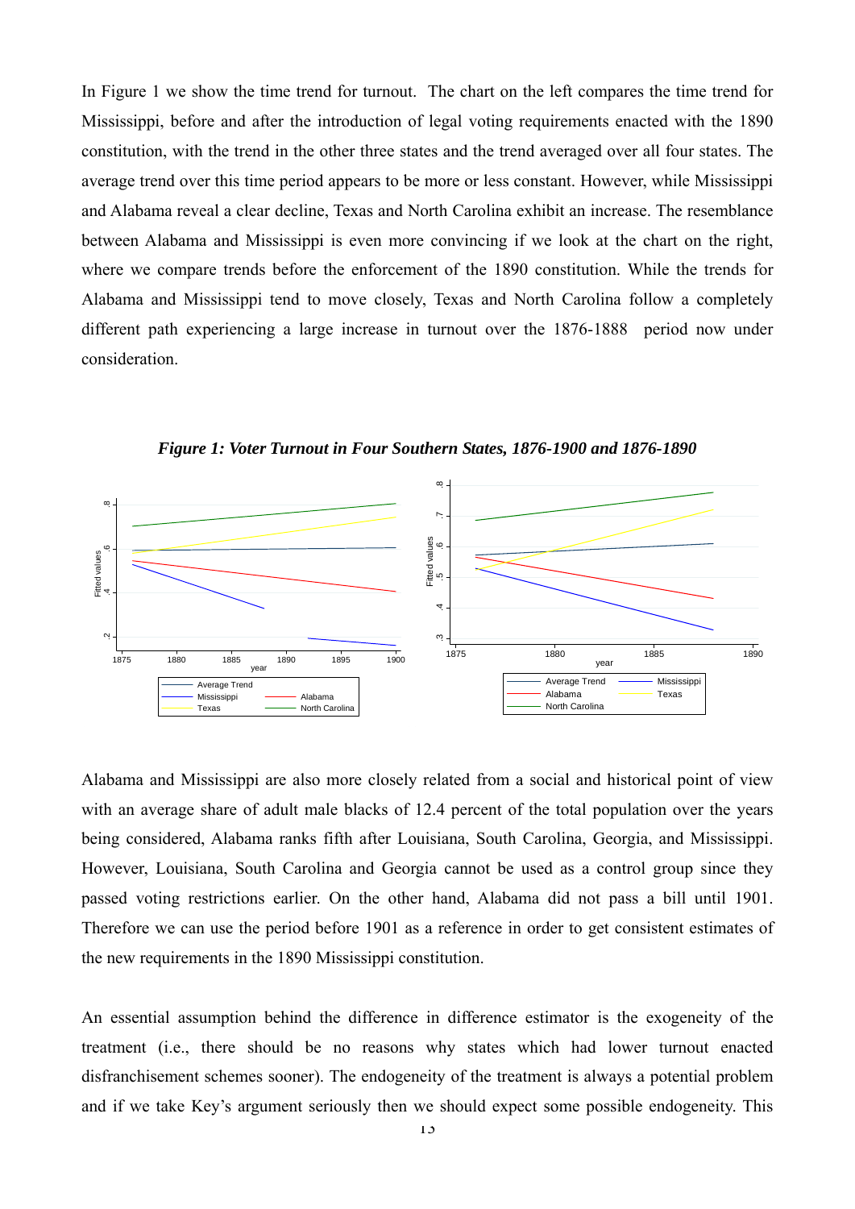In Figure 1 we show the time trend for turnout. The chart on the left compares the time trend for Mississippi, before and after the introduction of legal voting requirements enacted with the 1890 constitution, with the trend in the other three states and the trend averaged over all four states. The average trend over this time period appears to be more or less constant. However, while Mississippi and Alabama reveal a clear decline, Texas and North Carolina exhibit an increase. The resemblance between Alabama and Mississippi is even more convincing if we look at the chart on the right, where we compare trends before the enforcement of the 1890 constitution. While the trends for Alabama and Mississippi tend to move closely, Texas and North Carolina follow a completely different path experiencing a large increase in turnout over the 1876-1888 period now under consideration.

***Figure 1: Voter Turnout in Four Southern States, 1876-1900 and 1876-1890***

Alabama and Mississippi are also more closely related from a social and historical point of view with an average share of adult male blacks of 12.4 percent of the total population over the years being considered, Alabama ranks fifth after Louisiana, South Carolina, Georgia, and Mississippi. However, Louisiana, South Carolina and Georgia cannot be used as a control group since they passed voting restrictions earlier. On the other hand, Alabama did not pass a bill until 1901. Therefore we can use the period before 1901 as a reference in order to get consistent estimates of the new requirements in the 1890 Mississippi constitution.

An essential assumption behind the difference in difference estimator is the exogeneity of the treatment (i.e., there should be no reasons why states which had lower turnout enacted disfranchisement schemes sooner). The endogeneity of the treatment is always a potential problem and if we take Key's argument seriously then we should expect some possible endogeneity. This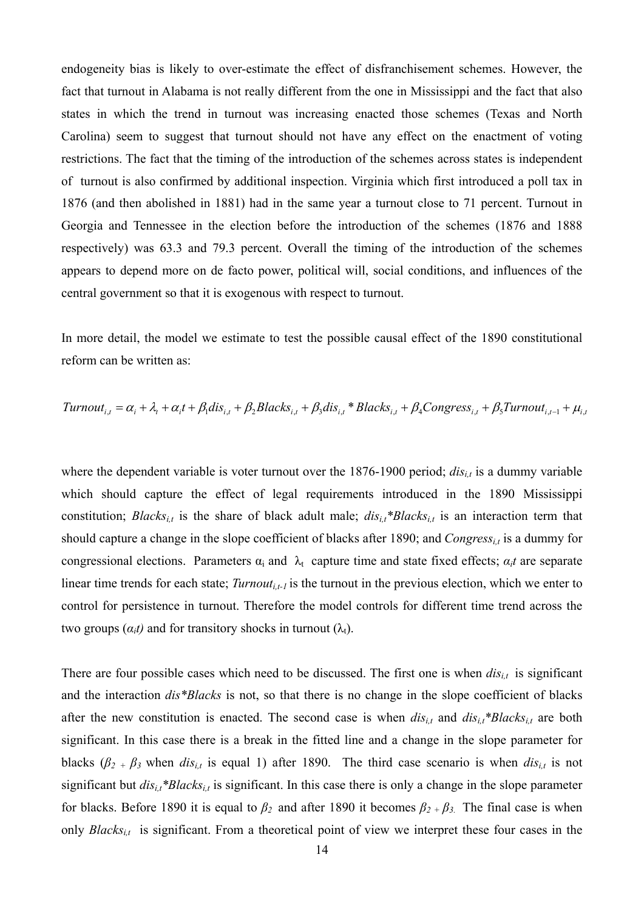endogeneity bias is likely to over-estimate the effect of disfranchisement schemes. However, the fact that turnout in Alabama is not really different from the one in Mississippi and the fact that also states in which the trend in turnout was increasing enacted those schemes (Texas and North Carolina) seem to suggest that turnout should not have any effect on the enactment of voting restrictions. The fact that the timing of the introduction of the schemes across states is independent of turnout is also confirmed by additional inspection. Virginia which first introduced a poll tax in 1876 (and then abolished in 1881) had in the same year a turnout close to 71 percent. Turnout in Georgia and Tennessee in the election before the introduction of the schemes (1876 and 1888 respectively) was 63.3 and 79.3 percent. Overall the timing of the introduction of the schemes appears to depend more on de facto power, political will, social conditions, and influences of the central government so that it is exogenous with respect to turnout.

In more detail, the model we estimate to test the possible causal effect of the 1890 constitutional reform can be written as:

$$Turnout_{i,t} = \alpha_i + \lambda_t + \alpha_i t + \beta_1 dis_{i,t} + \beta_2 Blacks_{i,t} + \beta_3 dis_{i,t} * Blacks_{i,t} + \beta_4 Congress_{i,t} + \beta_5 Turnout_{i,t-1} + \mu_{i,t}$$

where the dependent variable is voter turnout over the 1876-1900 period; $dis_{i,t}$ is a dummy variable which should capture the effect of legal requirements introduced in the 1890 Mississippi constitution; $Blacks_{i,t}$ is the share of black adult male; $dis_{i,t}*Blacks_{i,t}$ is an interaction term that should capture a change in the slope coefficient of blacks after 1890; and $Congress_{i,t}$ is a dummy for congressional elections. Parameters $\alpha_i$ and $\lambda_t$ capture time and state fixed effects; $\alpha_i t$ are separate linear time trends for each state; $Turnout_{i,t-1}$ is the turnout in the previous election, which we enter to control for persistence in turnout. Therefore the model controls for different time trend across the two groups ($\alpha_i t$) and for transitory shocks in turnout ($\lambda_t$).

There are four possible cases which need to be discussed. The first one is when $dis_{i,t}$ is significant and the interaction $dis*Blacks$ is not, so that there is no change in the slope coefficient of blacks after the new constitution is enacted. The second case is when $dis_{i,t}$ and $dis_{i,t}*Blacks_{i,t}$ are both significant. In this case there is a break in the fitted line and a change in the slope parameter for blacks ($\beta_2 + \beta_3$ when $dis_{i,t}$ is equal 1) after 1890. The third case scenario is when $dis_{i,t}$ is not significant but $dis_{i,t}*Blacks_{i,t}$ is significant. In this case there is only a change in the slope parameter for blacks. Before 1890 it is equal to $\beta_2$ and after 1890 it becomes $\beta_2 + \beta_3$. The final case is when only $Blacks_{i,t}$ is significant. From a theoretical point of view we interpret these four cases in the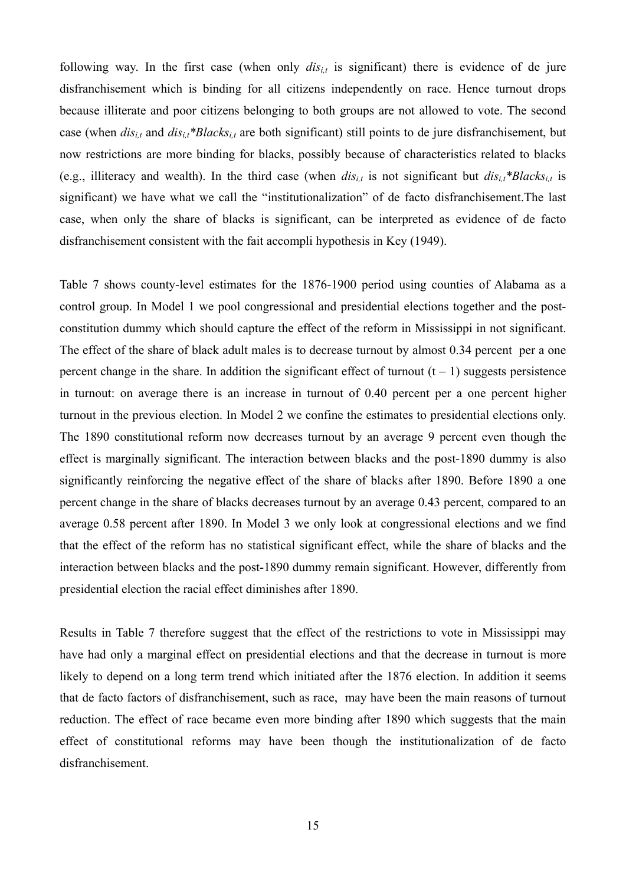following way. In the first case (when only $dis_{i,t}$ is significant) there is evidence of de jure disfranchisement which is binding for all citizens independently on race. Hence turnout drops because illiterate and poor citizens belonging to both groups are not allowed to vote. The second case (when $dis_{i,t}$ and $dis_{i,t}*Blacks_{i,t}$ are both significant) still points to de jure disfranchisement, but now restrictions are more binding for blacks, possibly because of characteristics related to blacks (e.g., illiteracy and wealth). In the third case (when $dis_{i,t}$ is not significant but $dis_{i,t}*Blacks_{i,t}$ is significant) we have what we call the "institutionalization" of de facto disfranchisement.The last case, when only the share of blacks is significant, can be interpreted as evidence of de facto disfranchisement consistent with the fait accompli hypothesis in Key (1949).

Table 7 shows county-level estimates for the 1876-1900 period using counties of Alabama as a control group. In Model 1 we pool congressional and presidential elections together and the post-constitution dummy which should capture the effect of the reform in Mississippi in not significant. The effect of the share of black adult males is to decrease turnout by almost 0.34 percent per a one percent change in the share. In addition the significant effect of turnout (t – 1) suggests persistence in turnout: on average there is an increase in turnout of 0.40 percent per a one percent higher turnout in the previous election. In Model 2 we confine the estimates to presidential elections only. The 1890 constitutional reform now decreases turnout by an average 9 percent even though the effect is marginally significant. The interaction between blacks and the post-1890 dummy is also significantly reinforcing the negative effect of the share of blacks after 1890. Before 1890 a one percent change in the share of blacks decreases turnout by an average 0.43 percent, compared to an average 0.58 percent after 1890. In Model 3 we only look at congressional elections and we find that the effect of the reform has no statistical significant effect, while the share of blacks and the interaction between blacks and the post-1890 dummy remain significant. However, differently from presidential election the racial effect diminishes after 1890.

Results in Table 7 therefore suggest that the effect of the restrictions to vote in Mississippi may have had only a marginal effect on presidential elections and that the decrease in turnout is more likely to depend on a long term trend which initiated after the 1876 election. In addition it seems that de facto factors of disfranchisement, such as race, may have been the main reasons of turnout reduction. The effect of race became even more binding after 1890 which suggests that the main effect of constitutional reforms may have been though the institutionalization of de facto disfranchisement.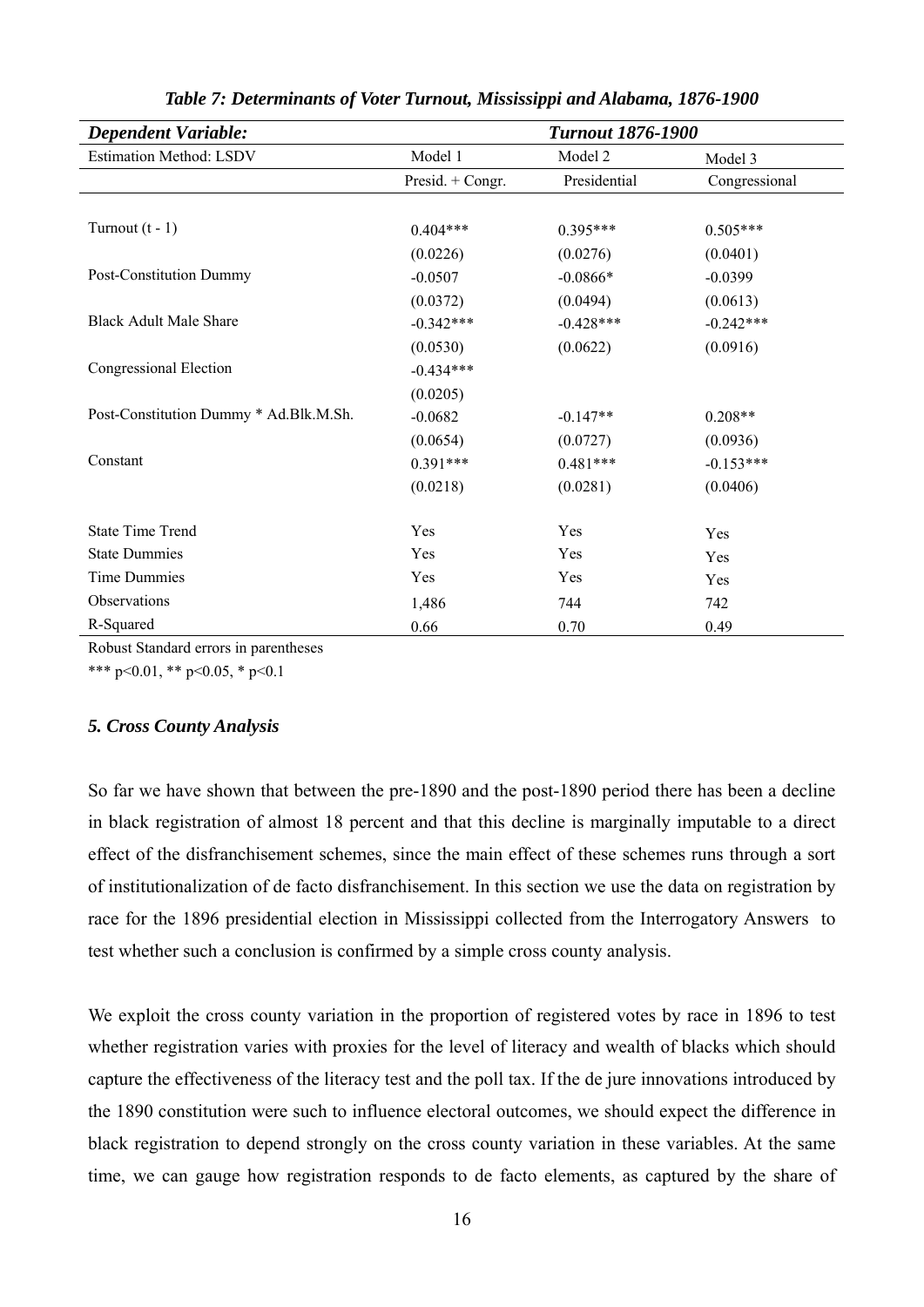***Table 7: Determinants of Voter Turnout, Mississippi and Alabama, 1876-1900***

| ***Dependent Variable:*** | ***Turnout 1876-1900*** | | |
|---|---|---|---|
| Estimation Method: LSDV | Model 1 | Model 2 | Model 3 |
| | Presid. + Congr. | Presidential | Congressional |
| Turnout (t - 1) | 0.404*** | 0.395*** | 0.505*** |
| | (0.0226) | (0.0276) | (0.0401) |
| Post-Constitution Dummy | -0.0507 | -0.0866* | -0.0399 |
| | (0.0372) | (0.0494) | (0.0613) |
| Black Adult Male Share | -0.342*** | -0.428*** | -0.242*** |
| | (0.0530) | (0.0622) | (0.0916) |
| Congressional Election | -0.434*** | | |
| | (0.0205) | | |
| Post-Constitution Dummy * Ad.Blk.M.Sh. | -0.0682 | -0.147** | 0.208** |
| | (0.0654) | (0.0727) | (0.0936) |
| Constant | 0.391*** | 0.481*** | -0.153*** |
| | (0.0218) | (0.0281) | (0.0406) |
| State Time Trend | Yes | Yes | Yes |
| State Dummies | Yes | Yes | Yes |
| Time Dummies | Yes | Yes | Yes |
| Observations | 1,486 | 744 | 742 |
| R-Squared | 0.66 | 0.70 | 0.49 |

Robust Standard errors in parentheses

*** p<0.01, ** p<0.05, * p<0.1

### *5. Cross County Analysis*

So far we have shown that between the pre-1890 and the post-1890 period there has been a decline in black registration of almost 18 percent and that this decline is marginally imputable to a direct effect of the disfranchisement schemes, since the main effect of these schemes runs through a sort of institutionalization of de facto disfranchisement. In this section we use the data on registration by race for the 1896 presidential election in Mississippi collected from the Interrogatory Answers to test whether such a conclusion is confirmed by a simple cross county analysis.

We exploit the cross county variation in the proportion of registered votes by race in 1896 to test whether registration varies with proxies for the level of literacy and wealth of blacks which should capture the effectiveness of the literacy test and the poll tax. If the de jure innovations introduced by the 1890 constitution were such to influence electoral outcomes, we should expect the difference in black registration to depend strongly on the cross county variation in these variables. At the same time, we can gauge how registration responds to de facto elements, as captured by the share of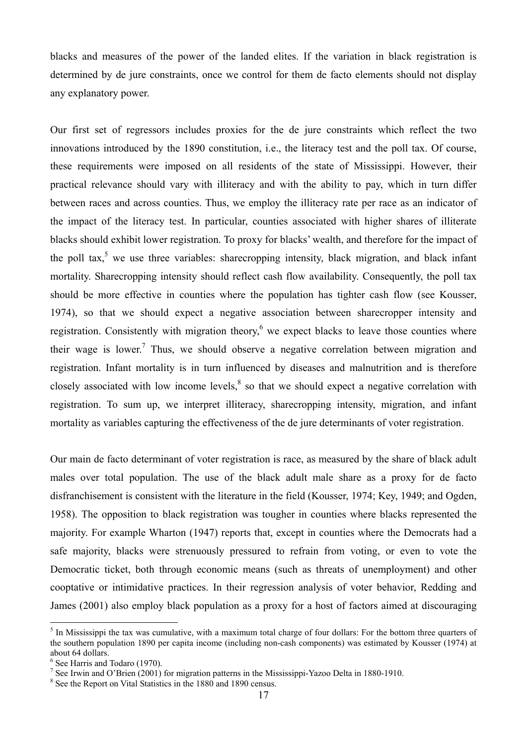blacks and measures of the power of the landed elites. If the variation in black registration is determined by de jure constraints, once we control for them de facto elements should not display any explanatory power.

Our first set of regressors includes proxies for the de jure constraints which reflect the two innovations introduced by the 1890 constitution, i.e., the literacy test and the poll tax. Of course, these requirements were imposed on all residents of the state of Mississippi. However, their practical relevance should vary with illiteracy and with the ability to pay, which in turn differ between races and across counties. Thus, we employ the illiteracy rate per race as an indicator of the impact of the literacy test. In particular, counties associated with higher shares of illiterate blacks should exhibit lower registration. To proxy for blacks' wealth, and therefore for the impact of the poll tax,[5] we use three variables: sharecropping intensity, black migration, and black infant mortality. Sharecropping intensity should reflect cash flow availability. Consequently, the poll tax should be more effective in counties where the population has tighter cash flow (see Kousser, 1974), so that we should expect a negative association between sharecropper intensity and registration. Consistently with migration theory,[6] we expect blacks to leave those counties where their wage is lower.[7] Thus, we should observe a negative correlation between migration and registration. Infant mortality is in turn influenced by diseases and malnutrition and is therefore closely associated with low income levels,[8] so that we should expect a negative correlation with registration. To sum up, we interpret illiteracy, sharecropping intensity, migration, and infant mortality as variables capturing the effectiveness of the de jure determinants of voter registration.

Our main de facto determinant of voter registration is race, as measured by the share of black adult males over total population. The use of the black adult male share as a proxy for de facto disfranchisement is consistent with the literature in the field (Kousser, 1974; Key, 1949; and Ogden, 1958). The opposition to black registration was tougher in counties where blacks represented the majority. For example Wharton (1947) reports that, except in counties where the Democrats had a safe majority, blacks were strenuously pressured to refrain from voting, or even to vote the Democratic ticket, both through economic means (such as threats of unemployment) and other cooptative or intimidative practices. In their regression analysis of voter behavior, Redding and James (2001) also employ black population as a proxy for a host of factors aimed at discouraging

[5] In Mississippi the tax was cumulative, with a maximum total charge of four dollars: For the bottom three quarters of the southern population 1890 per capita income (including non-cash components) was estimated by Kousser (1974) at about 64 dollars.

[6] See Harris and Todaro (1970).

[7] See Irwin and O'Brien (2001) for migration patterns in the Mississippi-Yazoo Delta in 1880-1910.

[8] See the Report on Vital Statistics in the 1880 and 1890 census.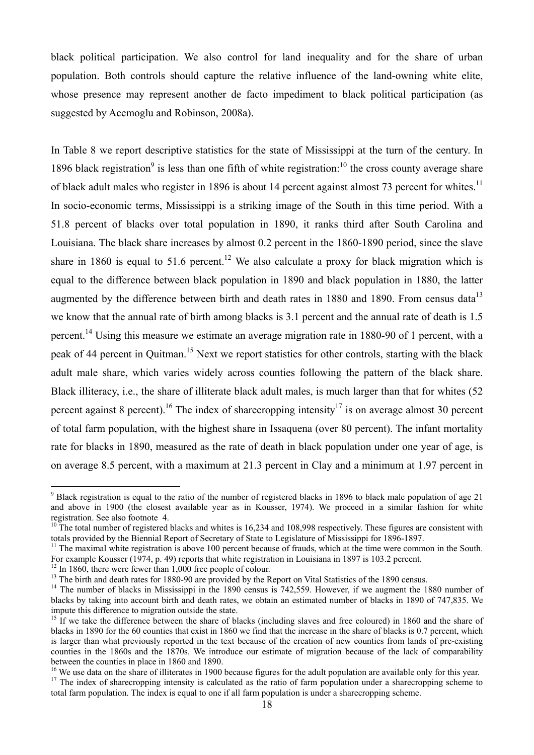black political participation. We also control for land inequality and for the share of urban population. Both controls should capture the relative influence of the land-owning white elite, whose presence may represent another de facto impediment to black political participation (as suggested by Acemoglu and Robinson, 2008a).

In Table 8 we report descriptive statistics for the state of Mississippi at the turn of the century. In 1896 black registration[9] is less than one fifth of white registration:[10] the cross county average share of black adult males who register in 1896 is about 14 percent against almost 73 percent for whites.[11] In socio-economic terms, Mississippi is a striking image of the South in this time period. With a 51.8 percent of blacks over total population in 1890, it ranks third after South Carolina and Louisiana. The black share increases by almost 0.2 percent in the 1860-1890 period, since the slave share in 1860 is equal to 51.6 percent.[12] We also calculate a proxy for black migration which is equal to the difference between black population in 1890 and black population in 1880, the latter augmented by the difference between birth and death rates in 1880 and 1890. From census data[13] we know that the annual rate of birth among blacks is 3.1 percent and the annual rate of death is 1.5 percent.[14] Using this measure we estimate an average migration rate in 1880-90 of 1 percent, with a peak of 44 percent in Quitman.[15] Next we report statistics for other controls, starting with the black adult male share, which varies widely across counties following the pattern of the black share. Black illiteracy, i.e., the share of illiterate black adult males, is much larger than that for whites (52 percent against 8 percent).[16] The index of sharecropping intensity[17] is on average almost 30 percent of total farm population, with the highest share in Issaquena (over 80 percent). The infant mortality rate for blacks in 1890, measured as the rate of death in black population under one year of age, is on average 8.5 percent, with a maximum at 21.3 percent in Clay and a minimum at 1.97 percent in

---

[9] Black registration is equal to the ratio of the number of registered blacks in 1896 to black male population of age 21 and above in 1900 (the closest available year as in Kousser, 1974). We proceed in a similar fashion for white registration. See also footnote 4.

[10] The total number of registered blacks and whites is 16,234 and 108,998 respectively. These figures are consistent with totals provided by the Biennial Report of Secretary of State to Legislature of Mississippi for 1896-1897.

[11] The maximal white registration is above 100 percent because of frauds, which at the time were common in the South. For example Kousser (1974, p. 49) reports that white registration in Louisiana in 1897 is 103.2 percent.

[12] In 1860, there were fewer than 1,000 free people of colour.

[13] The birth and death rates for 1880-90 are provided by the Report on Vital Statistics of the 1890 census.

[14] The number of blacks in Mississippi in the 1890 census is 742,559. However, if we augment the 1880 number of blacks by taking into account birth and death rates, we obtain an estimated number of blacks in 1890 of 747,835. We impute this difference to migration outside the state.

[15] If we take the difference between the share of blacks (including slaves and free coloured) in 1860 and the share of blacks in 1890 for the 60 counties that exist in 1860 we find that the increase in the share of blacks is 0.7 percent, which is larger than what previously reported in the text because of the creation of new counties from lands of pre-existing counties in the 1860s and the 1870s. We introduce our estimate of migration because of the lack of comparability between the counties in place in 1860 and 1890.

[16] We use data on the share of illiterates in 1900 because figures for the adult population are available only for this year.

[17] The index of sharecropping intensity is calculated as the ratio of farm population under a sharecropping scheme to total farm population. The index is equal to one if all farm population is under a sharecropping scheme.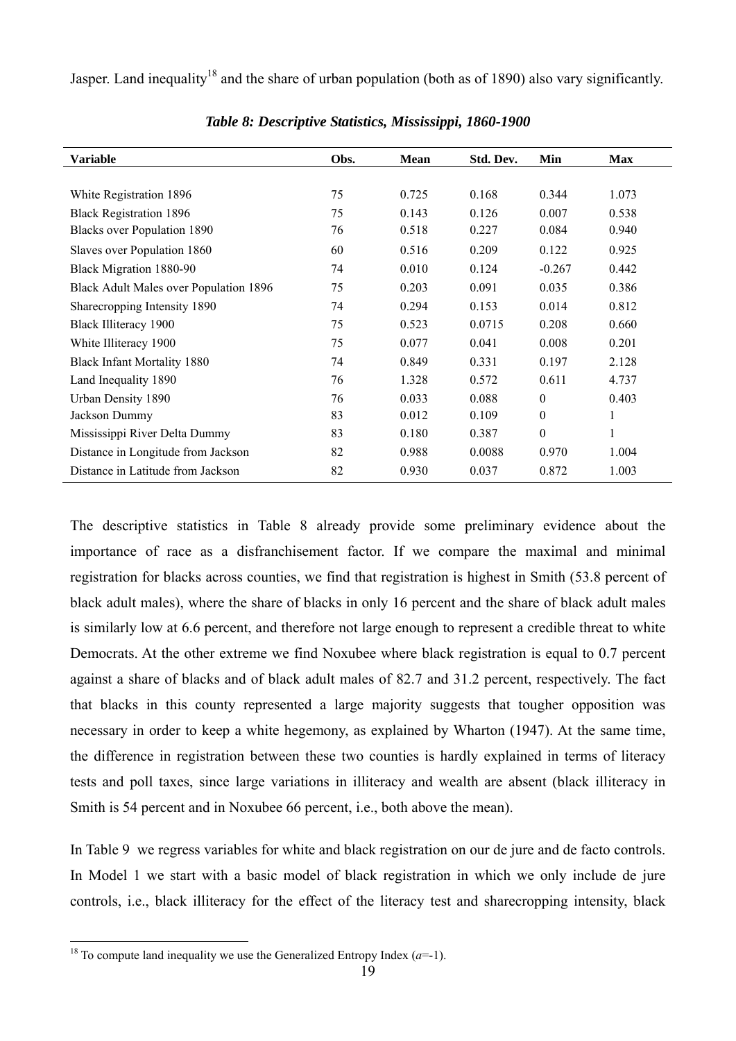Jasper. Land inequality[18] and the share of urban population (both as of 1890) also vary significantly.

*Table 8: Descriptive Statistics, Mississippi, 1860-1900*

| Variable | Obs. | Mean | Std. Dev. | Min | Max |
|---|---|---|---|---|---|
| White Registration 1896 | 75 | 0.725 | 0.168 | 0.344 | 1.073 |
| Black Registration 1896 | 75 | 0.143 | 0.126 | 0.007 | 0.538 |
| Blacks over Population 1890 | 76 | 0.518 | 0.227 | 0.084 | 0.940 |
| Slaves over Population 1860 | 60 | 0.516 | 0.209 | 0.122 | 0.925 |
| Black Migration 1880-90 | 74 | 0.010 | 0.124 | -0.267 | 0.442 |
| Black Adult Males over Population 1896 | 75 | 0.203 | 0.091 | 0.035 | 0.386 |
| Sharecropping Intensity 1890 | 74 | 0.294 | 0.153 | 0.014 | 0.812 |
| Black Illiteracy 1900 | 75 | 0.523 | 0.0715 | 0.208 | 0.660 |
| White Illiteracy 1900 | 75 | 0.077 | 0.041 | 0.008 | 0.201 |
| Black Infant Mortality 1880 | 74 | 0.849 | 0.331 | 0.197 | 2.128 |
| Land Inequality 1890 | 76 | 1.328 | 0.572 | 0.611 | 4.737 |
| Urban Density 1890 | 76 | 0.033 | 0.088 | 0 | 0.403 |
| Jackson Dummy | 83 | 0.012 | 0.109 | 0 | 1 |
| Mississippi River Delta Dummy | 83 | 0.180 | 0.387 | 0 | 1 |
| Distance in Longitude from Jackson | 82 | 0.988 | 0.0088 | 0.970 | 1.004 |
| Distance in Latitude from Jackson | 82 | 0.930 | 0.037 | 0.872 | 1.003 |

The descriptive statistics in Table 8 already provide some preliminary evidence about the importance of race as a disfranchisement factor. If we compare the maximal and minimal registration for blacks across counties, we find that registration is highest in Smith (53.8 percent of black adult males), where the share of blacks in only 16 percent and the share of black adult males is similarly low at 6.6 percent, and therefore not large enough to represent a credible threat to white Democrats. At the other extreme we find Noxubee where black registration is equal to 0.7 percent against a share of blacks and of black adult males of 82.7 and 31.2 percent, respectively. The fact that blacks in this county represented a large majority suggests that tougher opposition was necessary in order to keep a white hegemony, as explained by Wharton (1947). At the same time, the difference in registration between these two counties is hardly explained in terms of literacy tests and poll taxes, since large variations in illiteracy and wealth are absent (black illiteracy in Smith is 54 percent and in Noxubee 66 percent, i.e., both above the mean).

In Table 9 we regress variables for white and black registration on our de jure and de facto controls. In Model 1 we start with a basic model of black registration in which we only include de jure controls, i.e., black illiteracy for the effect of the literacy test and sharecropping intensity, black

[18] To compute land inequality we use the Generalized Entropy Index ($a$=-1).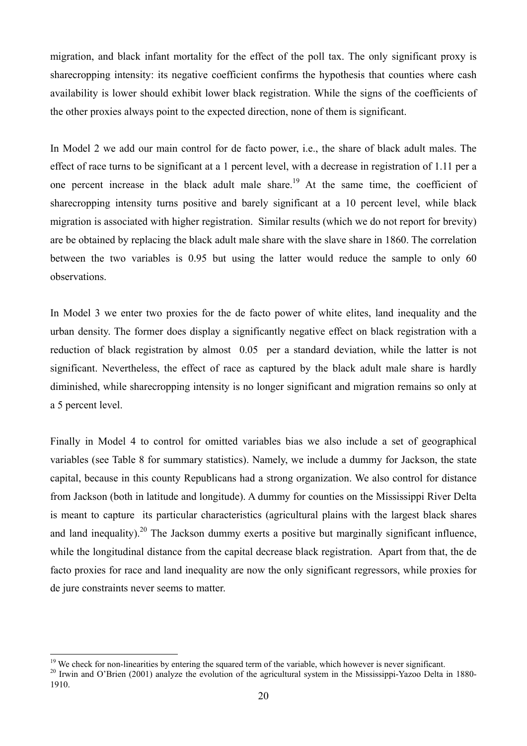migration, and black infant mortality for the effect of the poll tax. The only significant proxy is sharecropping intensity: its negative coefficient confirms the hypothesis that counties where cash availability is lower should exhibit lower black registration. While the signs of the coefficients of the other proxies always point to the expected direction, none of them is significant.

In Model 2 we add our main control for de facto power, i.e., the share of black adult males. The effect of race turns to be significant at a 1 percent level, with a decrease in registration of 1.11 per a one percent increase in the black adult male share.[19] At the same time, the coefficient of sharecropping intensity turns positive and barely significant at a 10 percent level, while black migration is associated with higher registration. Similar results (which we do not report for brevity) are be obtained by replacing the black adult male share with the slave share in 1860. The correlation between the two variables is 0.95 but using the latter would reduce the sample to only 60 observations.

In Model 3 we enter two proxies for the de facto power of white elites, land inequality and the urban density. The former does display a significantly negative effect on black registration with a reduction of black registration by almost 0.05 per a standard deviation, while the latter is not significant. Nevertheless, the effect of race as captured by the black adult male share is hardly diminished, while sharecropping intensity is no longer significant and migration remains so only at a 5 percent level.

Finally in Model 4 to control for omitted variables bias we also include a set of geographical variables (see Table 8 for summary statistics). Namely, we include a dummy for Jackson, the state capital, because in this county Republicans had a strong organization. We also control for distance from Jackson (both in latitude and longitude). A dummy for counties on the Mississippi River Delta is meant to capture its particular characteristics (agricultural plains with the largest black shares and land inequality).[20] The Jackson dummy exerts a positive but marginally significant influence, while the longitudinal distance from the capital decrease black registration. Apart from that, the de facto proxies for race and land inequality are now the only significant regressors, while proxies for de jure constraints never seems to matter.

---

[19] We check for non-linearities by entering the squared term of the variable, which however is never significant.

[20] Irwin and O'Brien (2001) analyze the evolution of the agricultural system in the Mississippi-Yazoo Delta in 1880-1910.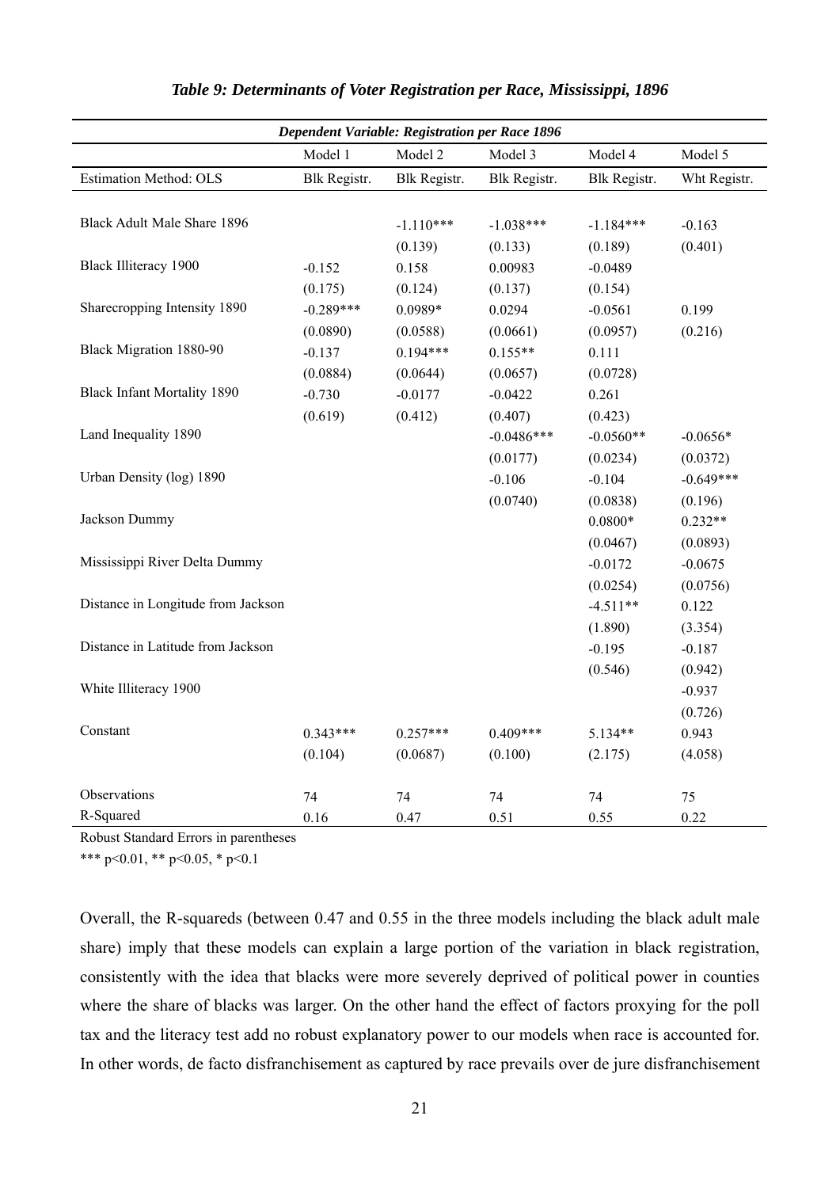*Table 9: Determinants of Voter Registration per Race, Mississippi, 1896*

| *Dependent Variable: Registration per Race 1896* | | | | | |
|---|---|---|---|---|---|
| | Model 1 | Model 2 | Model 3 | Model 4 | Model 5 |
| Estimation Method: OLS | Blk Registr. | Blk Registr. | Blk Registr. | Blk Registr. | Wht Registr. |
| Black Adult Male Share 1896 | | -1.110*** | -1.038*** | -1.184*** | -0.163 |
| | | (0.139) | (0.133) | (0.189) | (0.401) |
| Black Illiteracy 1900 | -0.152 | 0.158 | 0.00983 | -0.0489 | |
| | (0.175) | (0.124) | (0.137) | (0.154) | |
| Sharecropping Intensity 1890 | -0.289*** | 0.0989* | 0.0294 | -0.0561 | 0.199 |
| | (0.0890) | (0.0588) | (0.0661) | (0.0957) | (0.216) |
| Black Migration 1880-90 | -0.137 | 0.194*** | 0.155** | 0.111 | |
| | (0.0884) | (0.0644) | (0.0657) | (0.0728) | |
| Black Infant Mortality 1890 | -0.730 | -0.0177 | -0.0422 | 0.261 | |
| | (0.619) | (0.412) | (0.407) | (0.423) | |
| Land Inequality 1890 | | | -0.0486*** | -0.0560** | -0.0656* |
| | | | (0.0177) | (0.0234) | (0.0372) |
| Urban Density (log) 1890 | | | -0.106 | -0.104 | -0.649*** |
| | | | (0.0740) | (0.0838) | (0.196) |
| Jackson Dummy | | | | 0.0800* | 0.232** |
| | | | | (0.0467) | (0.0893) |
| Mississippi River Delta Dummy | | | | -0.0172 | -0.0675 |
| | | | | (0.0254) | (0.0756) |
| Distance in Longitude from Jackson | | | | -4.511** | 0.122 |
| | | | | (1.890) | (3.354) |
| Distance in Latitude from Jackson | | | | -0.195 | -0.187 |
| | | | | (0.546) | (0.942) |
| White Illiteracy 1900 | | | | | -0.937 |
| | | | | | (0.726) |
| Constant | 0.343*** | 0.257*** | 0.409*** | 5.134** | 0.943 |
| | (0.104) | (0.0687) | (0.100) | (2.175) | (4.058) |
| Observations | 74 | 74 | 74 | 74 | 75 |
| R-Squared | 0.16 | 0.47 | 0.51 | 0.55 | 0.22 |

Robust Standard Errors in parentheses

*** p<0.01, ** p<0.05, * p<0.1

Overall, the R-squareds (between 0.47 and 0.55 in the three models including the black adult male share) imply that these models can explain a large portion of the variation in black registration, consistently with the idea that blacks were more severely deprived of political power in counties where the share of blacks was larger. On the other hand the effect of factors proxying for the poll tax and the literacy test add no robust explanatory power to our models when race is accounted for. In other words, de facto disfranchisement as captured by race prevails over de jure disfranchisement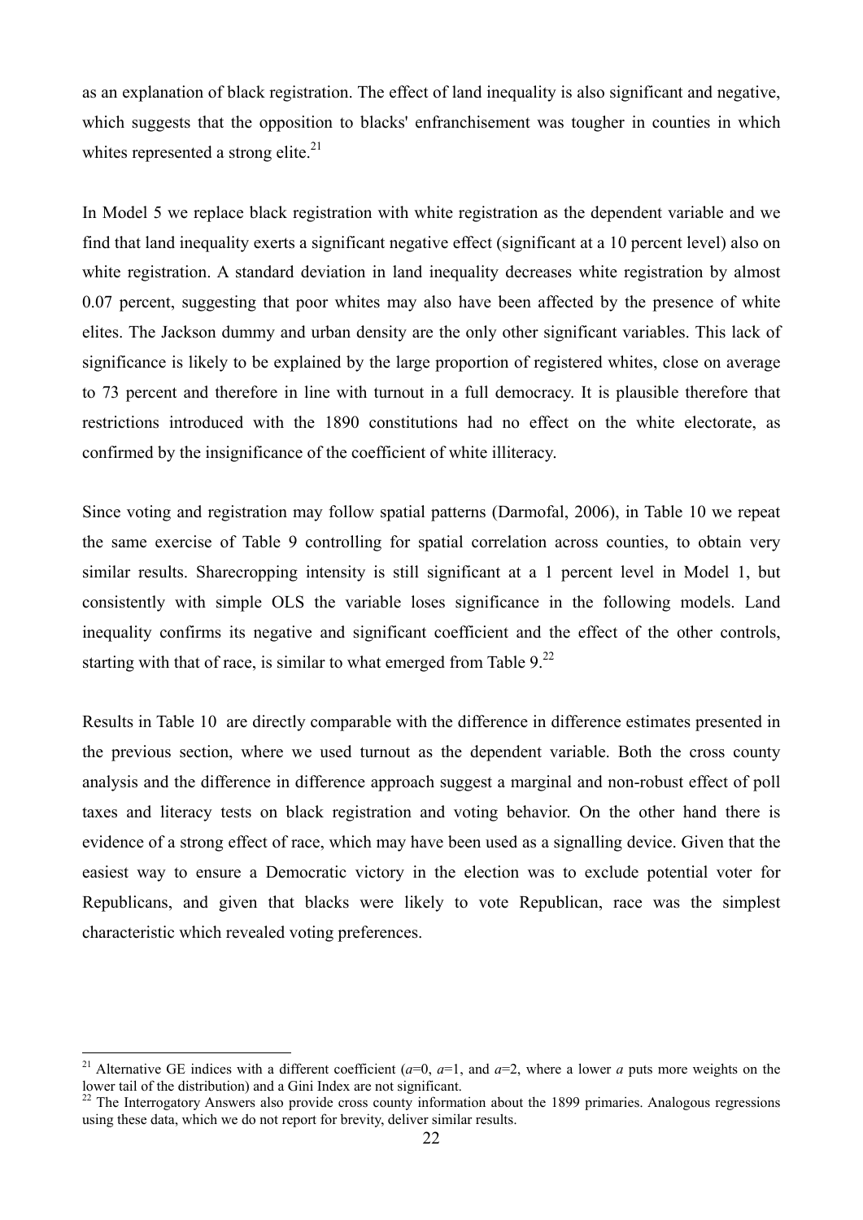as an explanation of black registration. The effect of land inequality is also significant and negative, which suggests that the opposition to blacks' enfranchisement was tougher in counties in which whites represented a strong elite.[21]

In Model 5 we replace black registration with white registration as the dependent variable and we find that land inequality exerts a significant negative effect (significant at a 10 percent level) also on white registration. A standard deviation in land inequality decreases white registration by almost 0.07 percent, suggesting that poor whites may also have been affected by the presence of white elites. The Jackson dummy and urban density are the only other significant variables. This lack of significance is likely to be explained by the large proportion of registered whites, close on average to 73 percent and therefore in line with turnout in a full democracy. It is plausible therefore that restrictions introduced with the 1890 constitutions had no effect on the white electorate, as confirmed by the insignificance of the coefficient of white illiteracy.

Since voting and registration may follow spatial patterns (Darmofal, 2006), in Table 10 we repeat the same exercise of Table 9 controlling for spatial correlation across counties, to obtain very similar results. Sharecropping intensity is still significant at a 1 percent level in Model 1, but consistently with simple OLS the variable loses significance in the following models. Land inequality confirms its negative and significant coefficient and the effect of the other controls, starting with that of race, is similar to what emerged from Table 9.[22]

Results in Table 10 are directly comparable with the difference in difference estimates presented in the previous section, where we used turnout as the dependent variable. Both the cross county analysis and the difference in difference approach suggest a marginal and non-robust effect of poll taxes and literacy tests on black registration and voting behavior. On the other hand there is evidence of a strong effect of race, which may have been used as a signalling device. Given that the easiest way to ensure a Democratic victory in the election was to exclude potential voter for Republicans, and given that blacks were likely to vote Republican, race was the simplest characteristic which revealed voting preferences.

---

[21] Alternative GE indices with a different coefficient ($a$=0, $a$=1, and $a$=2, where a lower $a$ puts more weights on the lower tail of the distribution) and a Gini Index are not significant.

[22] The Interrogatory Answers also provide cross county information about the 1899 primaries. Analogous regressions using these data, which we do not report for brevity, deliver similar results.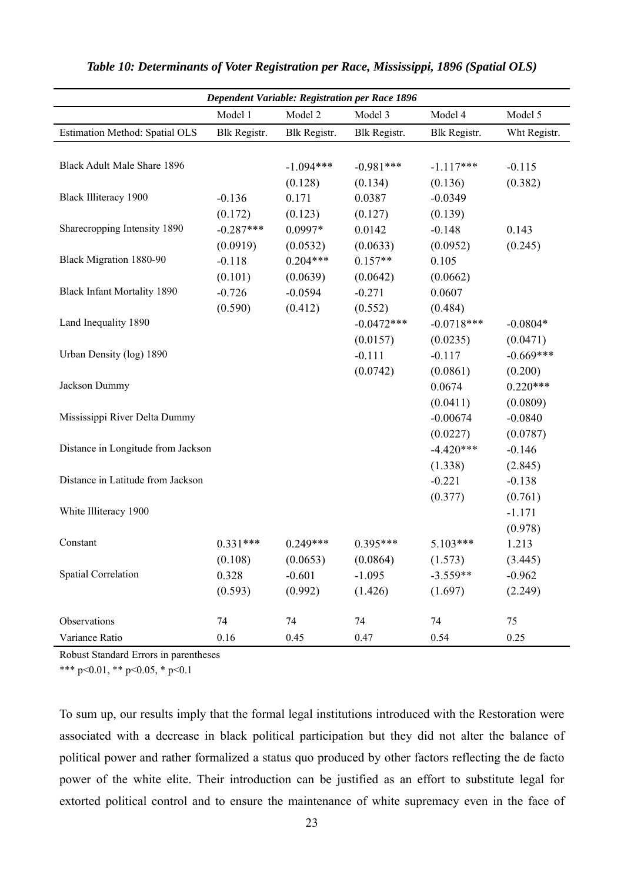*Table 10: Determinants of Voter Registration per Race, Mississippi, 1896 (Spatial OLS)*

| *Dependent Variable: Registration per Race 1896* | | | | | |
|---|---|---|---|---|---|
| | Model 1 | Model 2 | Model 3 | Model 4 | Model 5 |
| Estimation Method: Spatial OLS | Blk Registr. | Blk Registr. | Blk Registr. | Blk Registr. | Wht Registr. |
| Black Adult Male Share 1896 | | -1.094*** | -0.981*** | -1.117*** | -0.115 |
| | | (0.128) | (0.134) | (0.136) | (0.382) |
| Black Illiteracy 1900 | -0.136 | 0.171 | 0.0387 | -0.0349 | |
| | (0.172) | (0.123) | (0.127) | (0.139) | |
| Sharecropping Intensity 1890 | -0.287*** | 0.0997* | 0.0142 | -0.148 | 0.143 |
| | (0.0919) | (0.0532) | (0.0633) | (0.0952) | (0.245) |
| Black Migration 1880-90 | -0.118 | 0.204*** | 0.157** | 0.105 | |
| | (0.101) | (0.0639) | (0.0642) | (0.0662) | |
| Black Infant Mortality 1890 | -0.726 | -0.0594 | -0.271 | 0.0607 | |
| | (0.590) | (0.412) | (0.552) | (0.484) | |
| Land Inequality 1890 | | | -0.0472*** | -0.0718*** | -0.0804* |
| | | | (0.0157) | (0.0235) | (0.0471) |
| Urban Density (log) 1890 | | | -0.111 | -0.117 | -0.669*** |
| | | | (0.0742) | (0.0861) | (0.200) |
| Jackson Dummy | | | | 0.0674 | 0.220*** |
| | | | | (0.0411) | (0.0809) |
| Mississippi River Delta Dummy | | | | -0.00674 | -0.0840 |
| | | | | (0.0227) | (0.0787) |
| Distance in Longitude from Jackson | | | | -4.420*** | -0.146 |
| | | | | (1.338) | (2.845) |
| Distance in Latitude from Jackson | | | | -0.221 | -0.138 |
| | | | | (0.377) | (0.761) |
| White Illiteracy 1900 | | | | | -1.171 |
| | | | | | (0.978) |
| Constant | 0.331*** | 0.249*** | 0.395*** | 5.103*** | 1.213 |
| | (0.108) | (0.0653) | (0.0864) | (1.573) | (3.445) |
| Spatial Correlation | 0.328 | -0.601 | -1.095 | -3.559** | -0.962 |
| | (0.593) | (0.992) | (1.426) | (1.697) | (2.249) |
| Observations | 74 | 74 | 74 | 74 | 75 |
| Variance Ratio | 0.16 | 0.45 | 0.47 | 0.54 | 0.25 |

Robust Standard Errors in parentheses

*** p<0.01, ** p<0.05, * p<0.1

To sum up, our results imply that the formal legal institutions introduced with the Restoration were associated with a decrease in black political participation but they did not alter the balance of political power and rather formalized a status quo produced by other factors reflecting the de facto power of the white elite. Their introduction can be justified as an effort to substitute legal for extorted political control and to ensure the maintenance of white supremacy even in the face of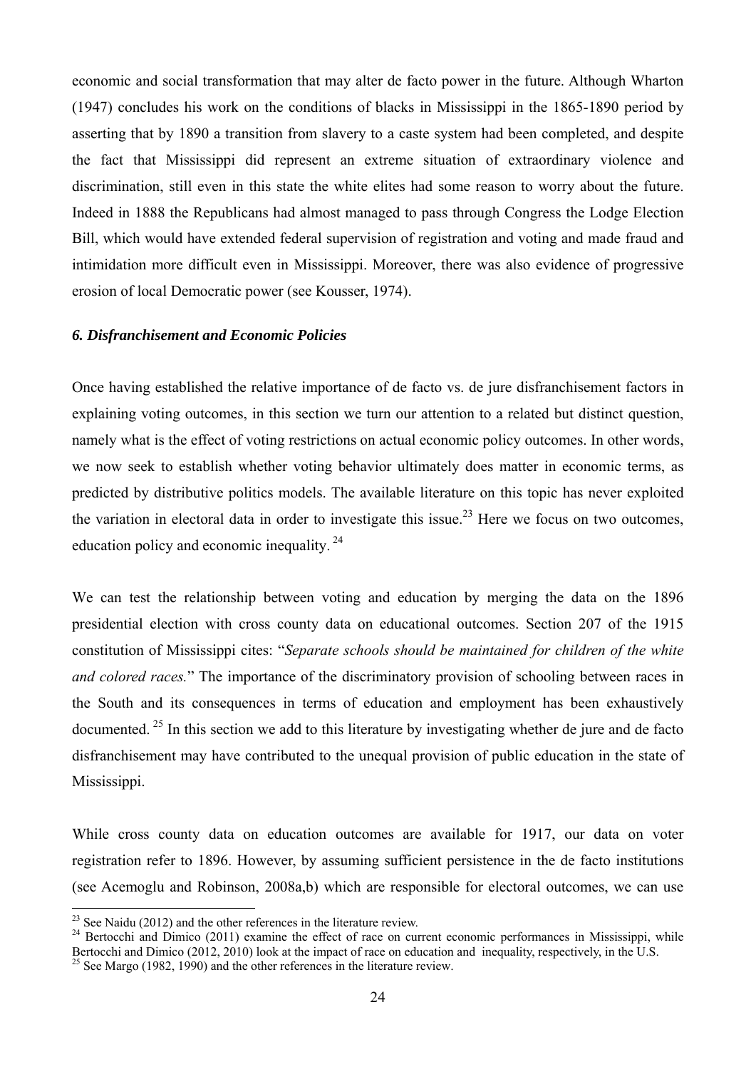economic and social transformation that may alter de facto power in the future. Although Wharton (1947) concludes his work on the conditions of blacks in Mississippi in the 1865-1890 period by asserting that by 1890 a transition from slavery to a caste system had been completed, and despite the fact that Mississippi did represent an extreme situation of extraordinary violence and discrimination, still even in this state the white elites had some reason to worry about the future. Indeed in 1888 the Republicans had almost managed to pass through Congress the Lodge Election Bill, which would have extended federal supervision of registration and voting and made fraud and intimidation more difficult even in Mississippi. Moreover, there was also evidence of progressive erosion of local Democratic power (see Kousser, 1974).

### *6. Disfranchisement and Economic Policies*

Once having established the relative importance of de facto vs. de jure disfranchisement factors in explaining voting outcomes, in this section we turn our attention to a related but distinct question, namely what is the effect of voting restrictions on actual economic policy outcomes. In other words, we now seek to establish whether voting behavior ultimately does matter in economic terms, as predicted by distributive politics models. The available literature on this topic has never exploited the variation in electoral data in order to investigate this issue.[23] Here we focus on two outcomes, education policy and economic inequality.[24]

We can test the relationship between voting and education by merging the data on the 1896 presidential election with cross county data on educational outcomes. Section 207 of the 1915 constitution of Mississippi cites: "*Separate schools should be maintained for children of the white and colored races.*" The importance of the discriminatory provision of schooling between races in the South and its consequences in terms of education and employment has been exhaustively documented.[25] In this section we add to this literature by investigating whether de jure and de facto disfranchisement may have contributed to the unequal provision of public education in the state of Mississippi.

While cross county data on education outcomes are available for 1917, our data on voter registration refer to 1896. However, by assuming sufficient persistence in the de facto institutions (see Acemoglu and Robinson, 2008a,b) which are responsible for electoral outcomes, we can use

[23] See Naidu (2012) and the other references in the literature review.

[24] Bertocchi and Dimico (2011) examine the effect of race on current economic performances in Mississippi, while Bertocchi and Dimico (2012, 2010) look at the impact of race on education and inequality, respectively, in the U.S.

[25] See Margo (1982, 1990) and the other references in the literature review.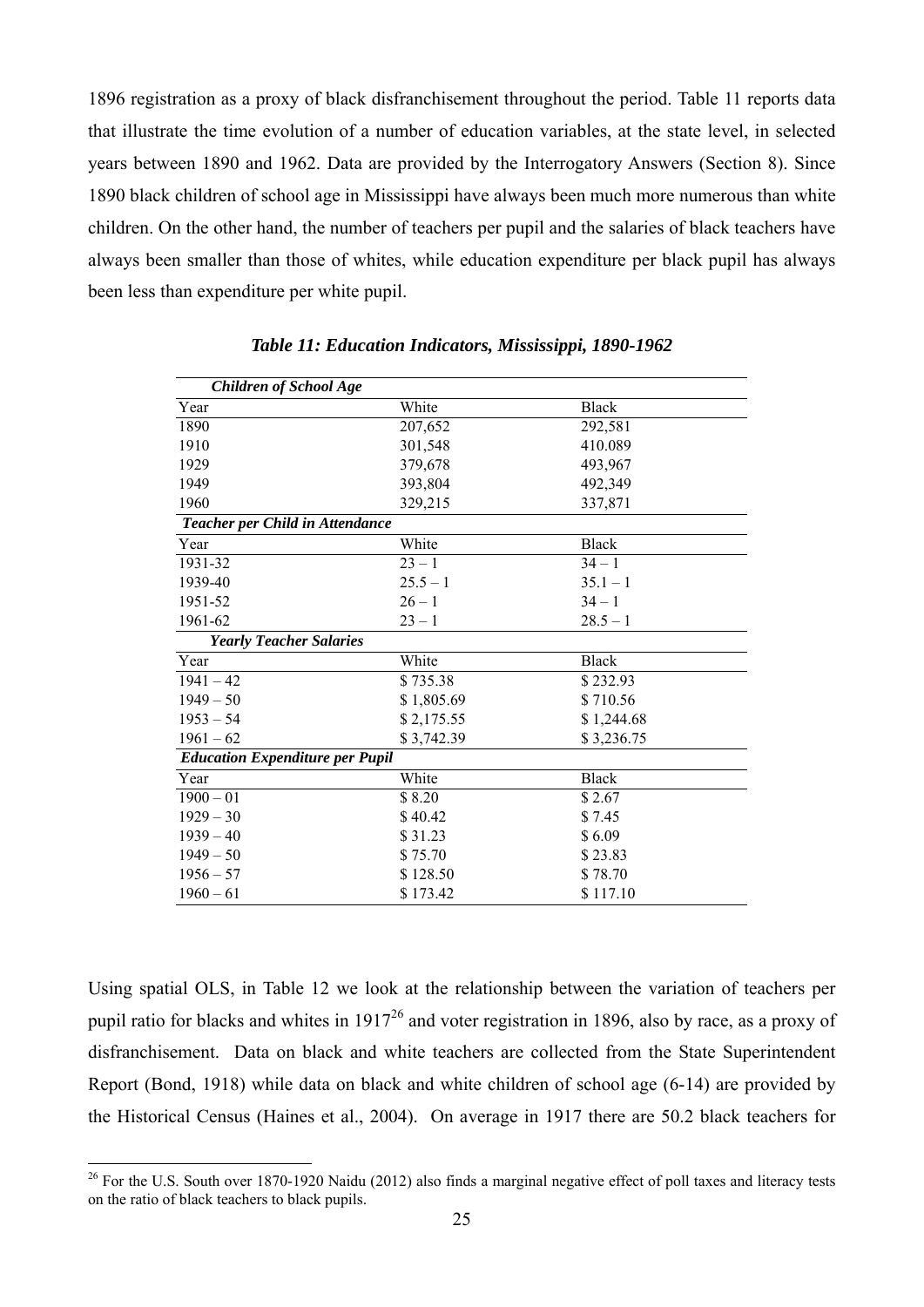1896 registration as a proxy of black disfranchisement throughout the period. Table 11 reports data that illustrate the time evolution of a number of education variables, at the state level, in selected years between 1890 and 1962. Data are provided by the Interrogatory Answers (Section 8). Since 1890 black children of school age in Mississippi have always been much more numerous than white children. On the other hand, the number of teachers per pupil and the salaries of black teachers have always been smaller than those of whites, while education expenditure per black pupil has always been less than expenditure per white pupil.

***Table 11: Education Indicators, Mississippi, 1890-1962***

| ***Children of School Age*** | | |
|---|---|---|
| Year | White | Black |
| 1890 | 207,652 | 292,581 |
| 1910 | 301,548 | 410.089 |
| 1929 | 379,678 | 493,967 |
| 1949 | 393,804 | 492,349 |
| 1960 | 329,215 | 337,871 |
| ***Teacher per Child in Attendance*** | | |
| Year | White | Black |
| 1931-32 | 23 – 1 | 34 – 1 |
| 1939-40 | 25.5 – 1 | 35.1 – 1 |
| 1951-52 | 26 – 1 | 34 – 1 |
| 1961-62 | 23 – 1 | 28.5 – 1 |
| ***Yearly Teacher Salaries*** | | |
| Year | White | Black |
| 1941 – 42 | $ 735.38 | $ 232.93 |
| 1949 – 50 | $ 1,805.69 | $ 710.56 |
| 1953 – 54 | $ 2,175.55 | $ 1,244.68 |
| 1961 – 62 | $ 3,742.39 | $ 3,236.75 |
| ***Education Expenditure per Pupil*** | | |
| Year | White | Black |
| 1900 – 01 | $ 8.20 | $ 2.67 |
| 1929 – 30 | $ 40.42 | $ 7.45 |
| 1939 – 40 | $ 31.23 | $ 6.09 |
| 1949 – 50 | $ 75.70 | $ 23.83 |
| 1956 – 57 | $ 128.50 | $ 78.70 |
| 1960 – 61 | $ 173.42 | $ 117.10 |

Using spatial OLS, in Table 12 we look at the relationship between the variation of teachers per pupil ratio for blacks and whites in 1917[26] and voter registration in 1896, also by race, as a proxy of disfranchisement. Data on black and white teachers are collected from the State Superintendent Report (Bond, 1918) while data on black and white children of school age (6-14) are provided by the Historical Census (Haines et al., 2004). On average in 1917 there are 50.2 black teachers for

[26] For the U.S. South over 1870-1920 Naidu (2012) also finds a marginal negative effect of poll taxes and literacy tests on the ratio of black teachers to black pupils.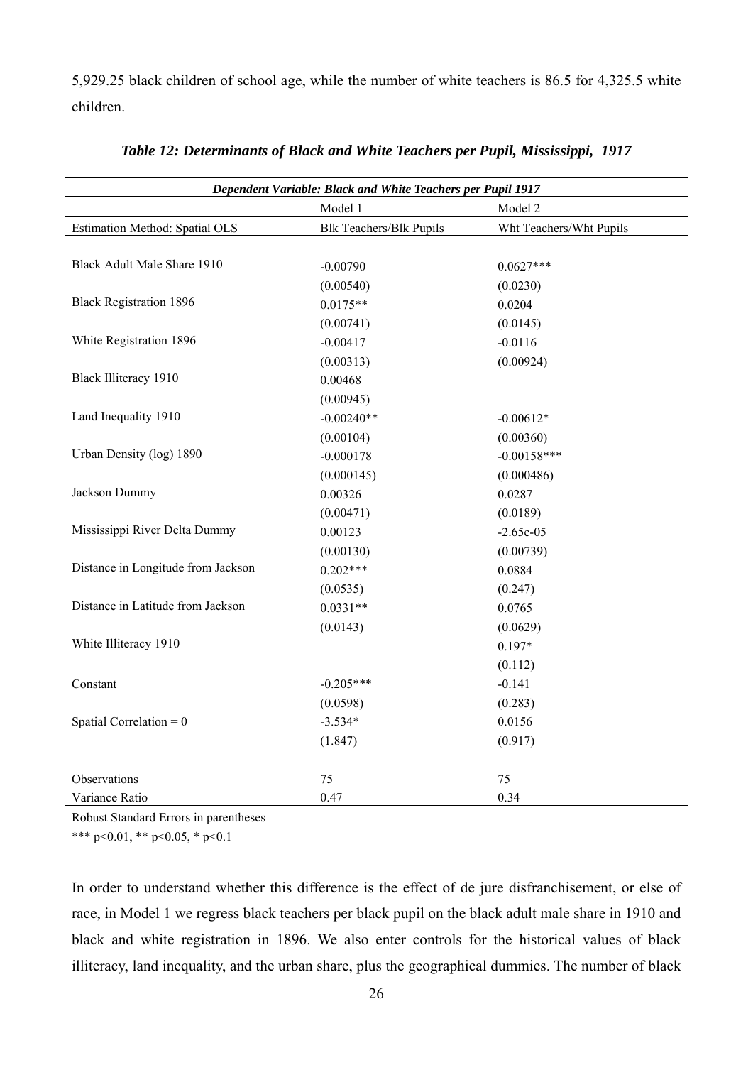5,929.25 black children of school age, while the number of white teachers is 86.5 for 4,325.5 white children.

***Table 12: Determinants of Black and White Teachers per Pupil, Mississippi, 1917***

| *Dependent Variable: Black and White Teachers per Pupil 1917* | | |
|---|---|---|
| | Model 1 | Model 2 |
| Estimation Method: Spatial OLS | Blk Teachers/Blk Pupils | Wht Teachers/Wht Pupils |
| Black Adult Male Share 1910 | -0.00790 | 0.0627*** |
| | (0.00540) | (0.0230) |
| Black Registration 1896 | 0.0175** | 0.0204 |
| | (0.00741) | (0.0145) |
| White Registration 1896 | -0.00417 | -0.0116 |
| | (0.00313) | (0.00924) |
| Black Illiteracy 1910 | 0.00468 | |
| | (0.00945) | |
| Land Inequality 1910 | -0.00240** | -0.00612* |
| | (0.00104) | (0.00360) |
| Urban Density (log) 1890 | -0.000178 | -0.00158*** |
| | (0.000145) | (0.000486) |
| Jackson Dummy | 0.00326 | 0.0287 |
| | (0.00471) | (0.0189) |
| Mississippi River Delta Dummy | 0.00123 | -2.65e-05 |
| | (0.00130) | (0.00739) |
| Distance in Longitude from Jackson | 0.202*** | 0.0884 |
| | (0.0535) | (0.247) |
| Distance in Latitude from Jackson | 0.0331** | 0.0765 |
| | (0.0143) | (0.0629) |
| White Illiteracy 1910 | | 0.197* |
| | | (0.112) |
| Constant | -0.205*** | -0.141 |
| | (0.0598) | (0.283) |
| Spatial Correlation = 0 | -3.534* | 0.0156 |
| | (1.847) | (0.917) |
| Observations | 75 | 75 |
| Variance Ratio | 0.47 | 0.34 |

Robust Standard Errors in parentheses

*** p<0.01, ** p<0.05, * p<0.1

In order to understand whether this difference is the effect of de jure disfranchisement, or else of race, in Model 1 we regress black teachers per black pupil on the black adult male share in 1910 and black and white registration in 1896. We also enter controls for the historical values of black illiteracy, land inequality, and the urban share, plus the geographical dummies. The number of black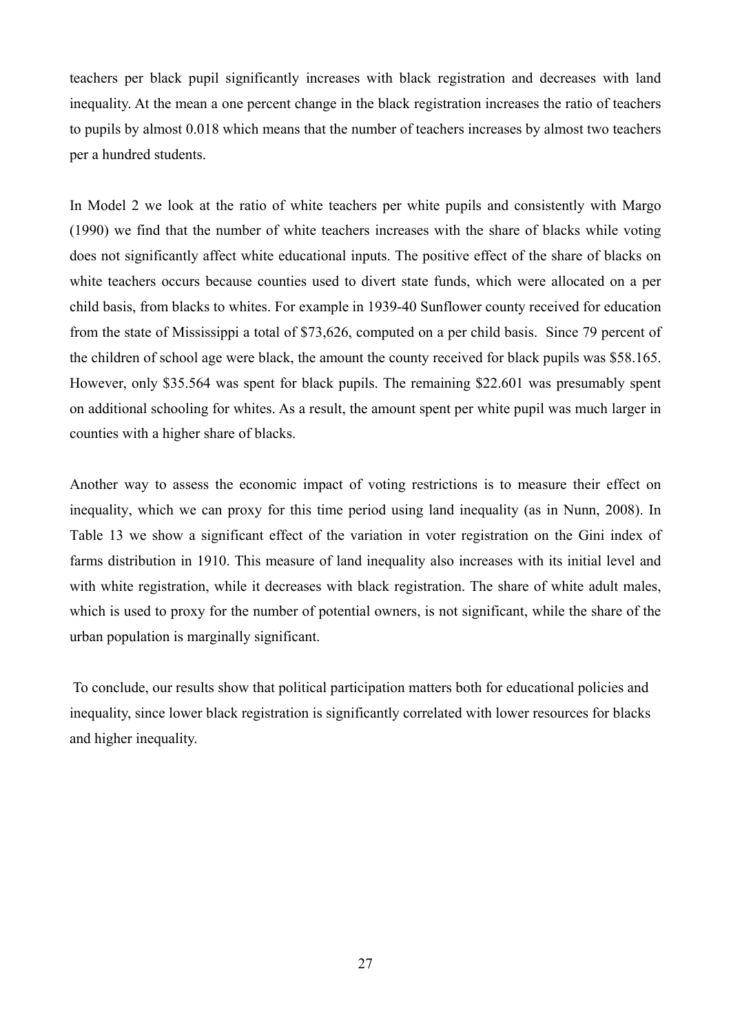teachers per black pupil significantly increases with black registration and decreases with land inequality. At the mean a one percent change in the black registration increases the ratio of teachers to pupils by almost 0.018 which means that the number of teachers increases by almost two teachers per a hundred students.

In Model 2 we look at the ratio of white teachers per white pupils and consistently with Margo (1990) we find that the number of white teachers increases with the share of blacks while voting does not significantly affect white educational inputs. The positive effect of the share of blacks on white teachers occurs because counties used to divert state funds, which were allocated on a per child basis, from blacks to whites. For example in 1939-40 Sunflower county received for education from the state of Mississippi a total of $73,626, computed on a per child basis. Since 79 percent of the children of school age were black, the amount the county received for black pupils was $58.165. However, only $35.564 was spent for black pupils. The remaining $22.601 was presumably spent on additional schooling for whites. As a result, the amount spent per white pupil was much larger in counties with a higher share of blacks.

Another way to assess the economic impact of voting restrictions is to measure their effect on inequality, which we can proxy for this time period using land inequality (as in Nunn, 2008). In Table 13 we show a significant effect of the variation in voter registration on the Gini index of farms distribution in 1910. This measure of land inequality also increases with its initial level and with white registration, while it decreases with black registration. The share of white adult males, which is used to proxy for the number of potential owners, is not significant, while the share of the urban population is marginally significant.

To conclude, our results show that political participation matters both for educational policies and inequality, since lower black registration is significantly correlated with lower resources for blacks and higher inequality.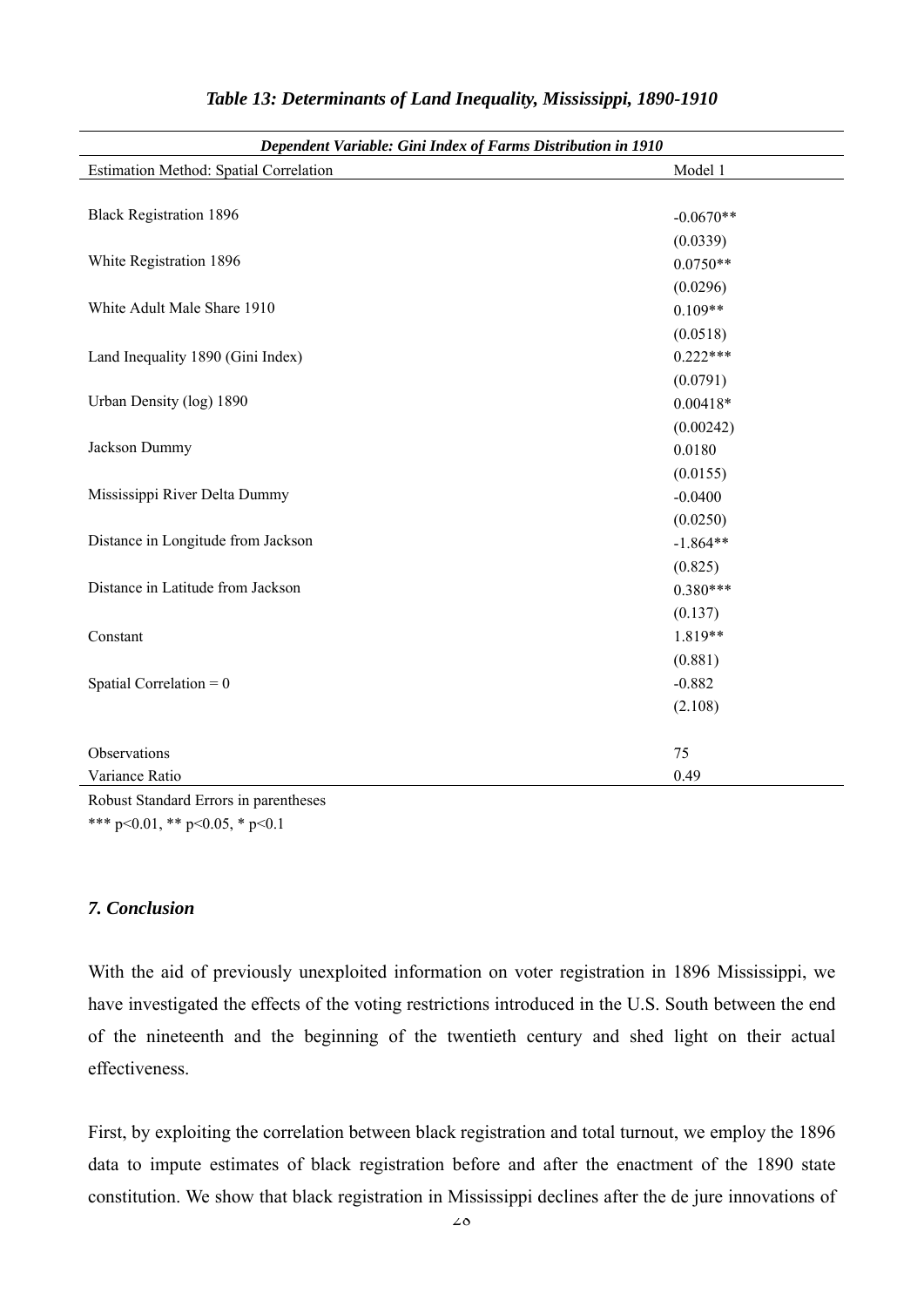***Table 13: Determinants of Land Inequality, Mississippi, 1890-1910***

| *Dependent Variable: Gini Index of Farms Distribution in 1910* | |
|---|---|
| Estimation Method: Spatial Correlation | Model 1 |
| Black Registration 1896 | -0.0670** |
| | (0.0339) |
| White Registration 1896 | 0.0750** |
| | (0.0296) |
| White Adult Male Share 1910 | 0.109** |
| | (0.0518) |
| Land Inequality 1890 (Gini Index) | 0.222*** |
| | (0.0791) |
| Urban Density (log) 1890 | 0.00418* |
| | (0.00242) |
| Jackson Dummy | 0.0180 |
| | (0.0155) |
| Mississippi River Delta Dummy | -0.0400 |
| | (0.0250) |
| Distance in Longitude from Jackson | -1.864** |
| | (0.825) |
| Distance in Latitude from Jackson | 0.380*** |
| | (0.137) |
| Constant | 1.819** |
| | (0.881) |
| Spatial Correlation = 0 | -0.882 |
| | (2.108) |
| Observations | 75 |
| Variance Ratio | 0.49 |

Robust Standard Errors in parentheses

*** p<0.01, ** p<0.05, * p<0.1

### *7. Conclusion*

With the aid of previously unexploited information on voter registration in 1896 Mississippi, we have investigated the effects of the voting restrictions introduced in the U.S. South between the end of the nineteenth and the beginning of the twentieth century and shed light on their actual effectiveness.

First, by exploiting the correlation between black registration and total turnout, we employ the 1896 data to impute estimates of black registration before and after the enactment of the 1890 state constitution. We show that black registration in Mississippi declines after the de jure innovations of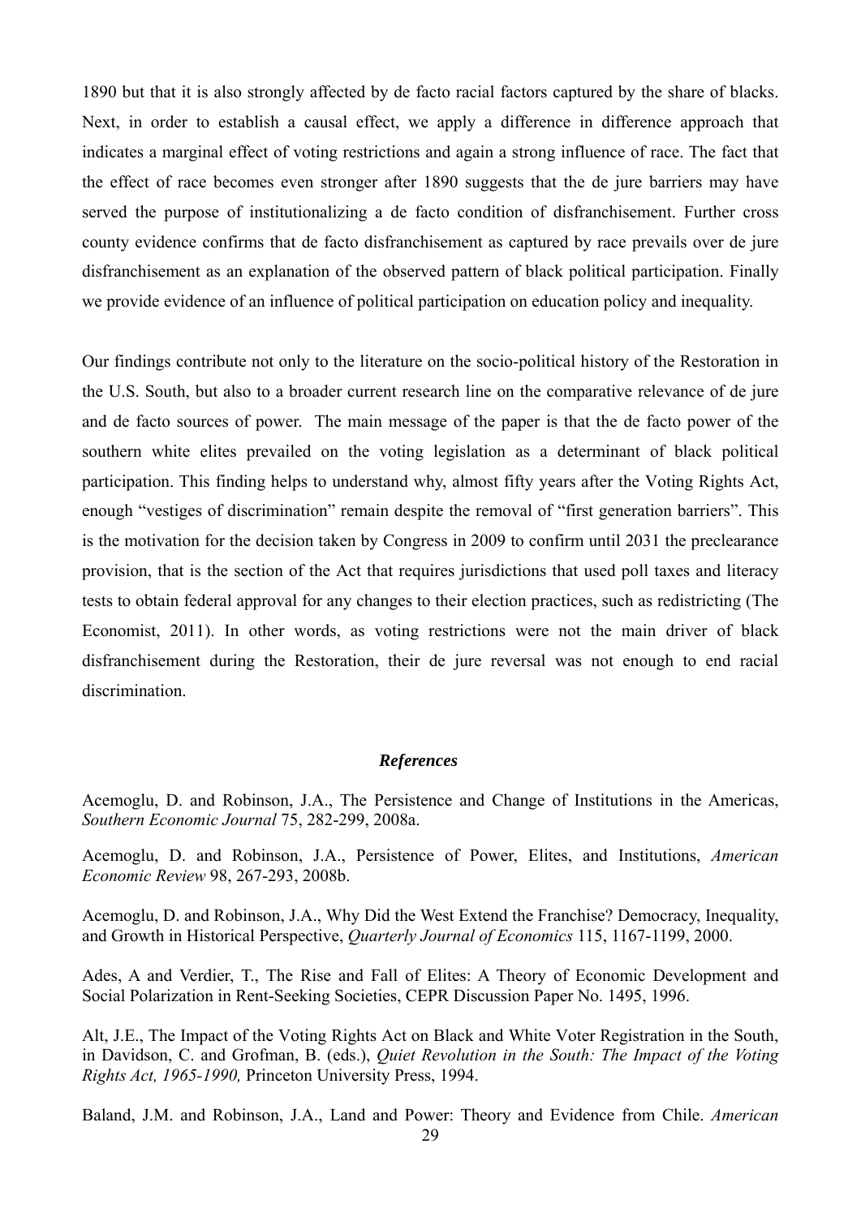1890 but that it is also strongly affected by de facto racial factors captured by the share of blacks. Next, in order to establish a causal effect, we apply a difference in difference approach that indicates a marginal effect of voting restrictions and again a strong influence of race. The fact that the effect of race becomes even stronger after 1890 suggests that the de jure barriers may have served the purpose of institutionalizing a de facto condition of disfranchisement. Further cross county evidence confirms that de facto disfranchisement as captured by race prevails over de jure disfranchisement as an explanation of the observed pattern of black political participation. Finally we provide evidence of an influence of political participation on education policy and inequality.

Our findings contribute not only to the literature on the socio-political history of the Restoration in the U.S. South, but also to a broader current research line on the comparative relevance of de jure and de facto sources of power. The main message of the paper is that the de facto power of the southern white elites prevailed on the voting legislation as a determinant of black political participation. This finding helps to understand why, almost fifty years after the Voting Rights Act, enough "vestiges of discrimination" remain despite the removal of "first generation barriers". This is the motivation for the decision taken by Congress in 2009 to confirm until 2031 the preclearance provision, that is the section of the Act that requires jurisdictions that used poll taxes and literacy tests to obtain federal approval for any changes to their election practices, such as redistricting (The Economist, 2011). In other words, as voting restrictions were not the main driver of black disfranchisement during the Restoration, their de jure reversal was not enough to end racial discrimination.

### ***References***

Acemoglu, D. and Robinson, J.A., The Persistence and Change of Institutions in the Americas, *Southern Economic Journal* 75, 282-299, 2008a.

Acemoglu, D. and Robinson, J.A., Persistence of Power, Elites, and Institutions, *American Economic Review* 98, 267-293, 2008b.

Acemoglu, D. and Robinson, J.A., Why Did the West Extend the Franchise? Democracy, Inequality, and Growth in Historical Perspective, *Quarterly Journal of Economics* 115, 1167-1199, 2000.

Ades, A and Verdier, T., The Rise and Fall of Elites: A Theory of Economic Development and Social Polarization in Rent-Seeking Societies, CEPR Discussion Paper No. 1495, 1996.

Alt, J.E., The Impact of the Voting Rights Act on Black and White Voter Registration in the South, in Davidson, C. and Grofman, B. (eds.), *Quiet Revolution in the South: The Impact of the Voting Rights Act, 1965-1990,* Princeton University Press, 1994.

Baland, J.M. and Robinson, J.A., Land and Power: Theory and Evidence from Chile. *American*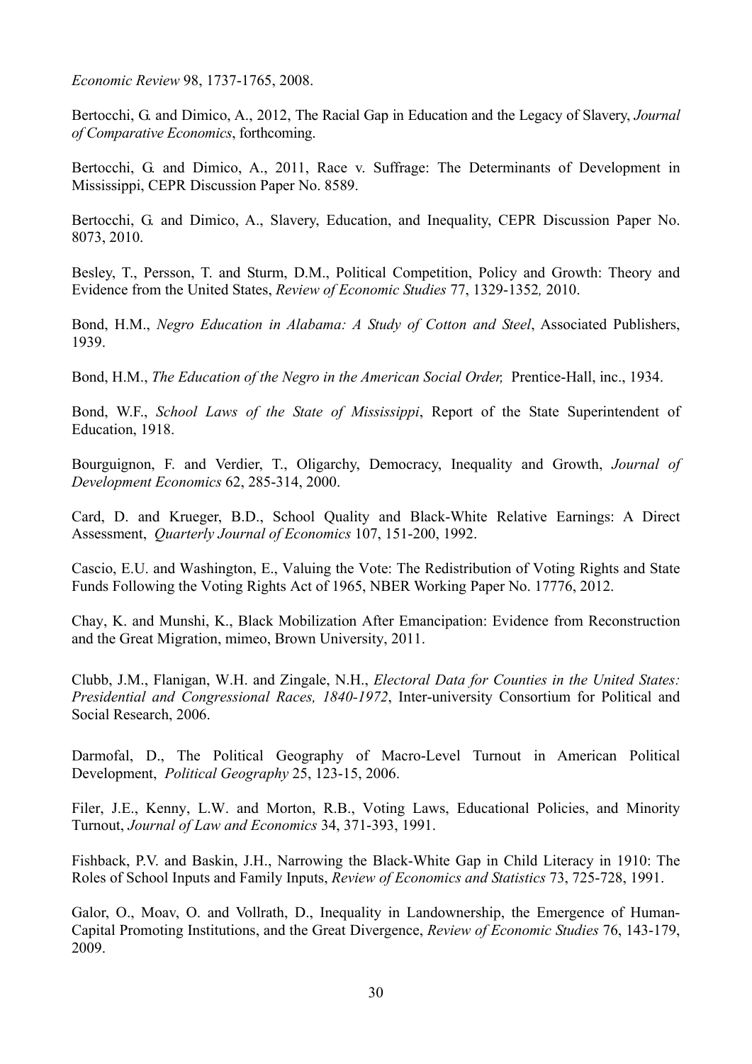*Economic Review* 98, 1737-1765, 2008.

Bertocchi, G. and Dimico, A., 2012, The Racial Gap in Education and the Legacy of Slavery, *Journal of Comparative Economics*, forthcoming.

Bertocchi, G. and Dimico, A., 2011, Race v. Suffrage: The Determinants of Development in Mississippi, CEPR Discussion Paper No. 8589.

Bertocchi, G. and Dimico, A., Slavery, Education, and Inequality, CEPR Discussion Paper No. 8073, 2010.

Besley, T., Persson, T. and Sturm, D.M., Political Competition, Policy and Growth: Theory and Evidence from the United States, *Review of Economic Studies* 77, 1329-1352*,* 2010.

Bond, H.M., *Negro Education in Alabama: A Study of Cotton and Steel*, Associated Publishers, 1939.

Bond, H.M., *The Education of the Negro in the American Social Order,* Prentice-Hall, inc., 1934.

Bond, W.F., *School Laws of the State of Mississippi*, Report of the State Superintendent of Education, 1918.

Bourguignon, F. and Verdier, T., Oligarchy, Democracy, Inequality and Growth, *Journal of Development Economics* 62, 285-314, 2000.

Card, D. and Krueger, B.D., School Quality and Black-White Relative Earnings: A Direct Assessment, *Quarterly Journal of Economics* 107, 151-200, 1992.

Cascio, E.U. and Washington, E., Valuing the Vote: The Redistribution of Voting Rights and State Funds Following the Voting Rights Act of 1965, NBER Working Paper No. 17776, 2012.

Chay, K. and Munshi, K., Black Mobilization After Emancipation: Evidence from Reconstruction and the Great Migration, mimeo, Brown University, 2011.

Clubb, J.M., Flanigan, W.H. and Zingale, N.H., *Electoral Data for Counties in the United States: Presidential and Congressional Races, 1840-1972*, Inter-university Consortium for Political and Social Research, 2006.

Darmofal, D., The Political Geography of Macro-Level Turnout in American Political Development, *Political Geography* 25, 123-15, 2006.

Filer, J.E., Kenny, L.W. and Morton, R.B., Voting Laws, Educational Policies, and Minority Turnout, *Journal of Law and Economics* 34, 371-393, 1991.

Fishback, P.V. and Baskin, J.H., Narrowing the Black-White Gap in Child Literacy in 1910: The Roles of School Inputs and Family Inputs, *Review of Economics and Statistics* 73, 725-728, 1991.

Galor, O., Moav, O. and Vollrath, D., Inequality in Landownership, the Emergence of Human-Capital Promoting Institutions, and the Great Divergence, *Review of Economic Studies* 76, 143-179, 2009.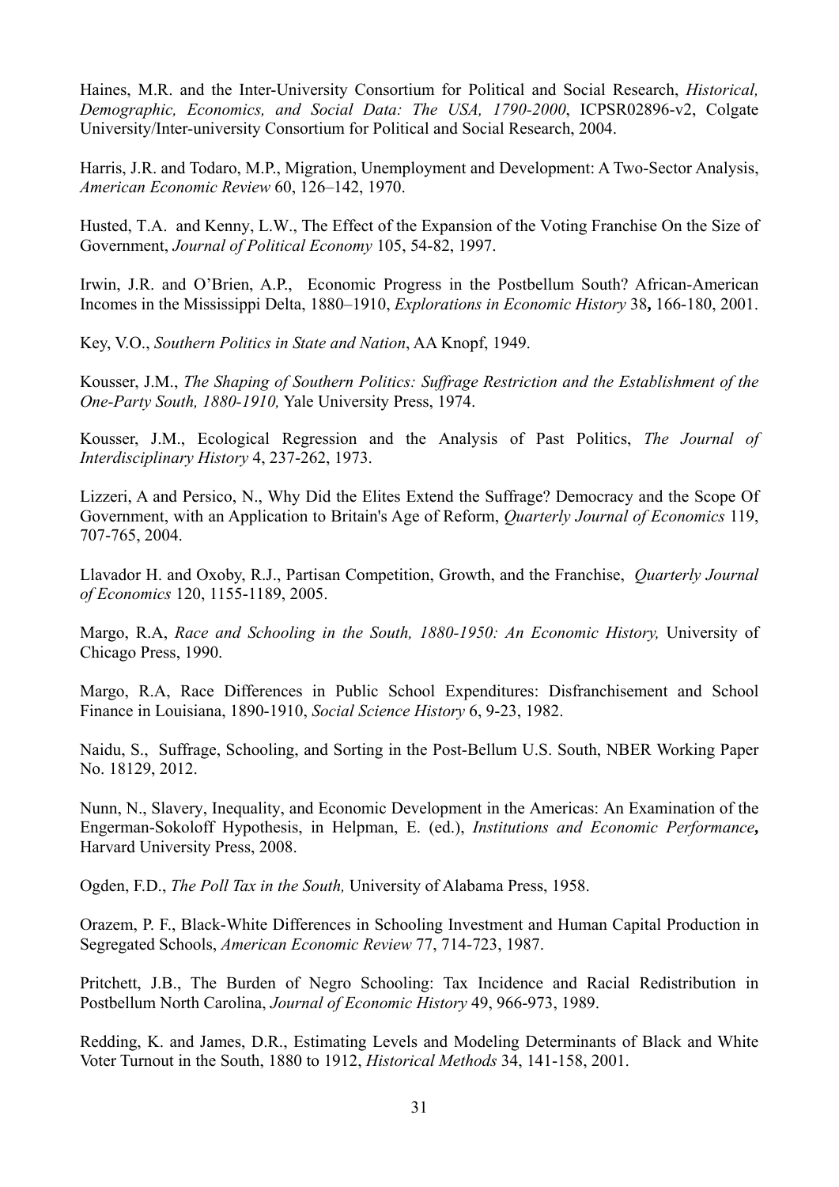Haines, M.R. and the Inter-University Consortium for Political and Social Research, *Historical, Demographic, Economics, and Social Data: The USA, 1790-2000*, ICPSR02896-v2, Colgate University/Inter-university Consortium for Political and Social Research, 2004.

Harris, J.R. and Todaro, M.P., Migration, Unemployment and Development: A Two-Sector Analysis, *American Economic Review* 60, 126–142, 1970.

Husted, T.A. and Kenny, L.W., The Effect of the Expansion of the Voting Franchise On the Size of Government, *Journal of Political Economy* 105, 54-82, 1997.

Irwin, J.R. and O'Brien, A.P., Economic Progress in the Postbellum South? African-American Incomes in the Mississippi Delta, 1880–1910, *Explorations in Economic History* 38**,** 166-180, 2001.

Key, V.O., *Southern Politics in State and Nation*, AA Knopf, 1949.

Kousser, J.M., *The Shaping of Southern Politics: Suffrage Restriction and the Establishment of the One-Party South, 1880-1910,* Yale University Press, 1974.

Kousser, J.M., Ecological Regression and the Analysis of Past Politics, *The Journal of Interdisciplinary History* 4, 237-262, 1973.

Lizzeri, A and Persico, N., Why Did the Elites Extend the Suffrage? Democracy and the Scope Of Government, with an Application to Britain's Age of Reform, *Quarterly Journal of Economics* 119, 707-765, 2004.

Llavador H. and Oxoby, R.J., Partisan Competition, Growth, and the Franchise, *Quarterly Journal of Economics* 120, 1155-1189, 2005.

Margo, R.A, *Race and Schooling in the South, 1880-1950: An Economic History,* University of Chicago Press, 1990.

Margo, R.A, Race Differences in Public School Expenditures: Disfranchisement and School Finance in Louisiana, 1890-1910, *Social Science History* 6, 9-23, 1982.

Naidu, S., Suffrage, Schooling, and Sorting in the Post-Bellum U.S. South, NBER Working Paper No. 18129, 2012.

Nunn, N., Slavery, Inequality, and Economic Development in the Americas: An Examination of the Engerman-Sokoloff Hypothesis, in Helpman, E. (ed.), *Institutions and Economic Performance***,** Harvard University Press, 2008.

Ogden, F.D., *The Poll Tax in the South,* University of Alabama Press, 1958.

Orazem, P. F., Black-White Differences in Schooling Investment and Human Capital Production in Segregated Schools, *American Economic Review* 77, 714-723, 1987.

Pritchett, J.B., The Burden of Negro Schooling: Tax Incidence and Racial Redistribution in Postbellum North Carolina, *Journal of Economic History* 49, 966-973, 1989.

Redding, K. and James, D.R., Estimating Levels and Modeling Determinants of Black and White Voter Turnout in the South, 1880 to 1912, *Historical Methods* 34, 141-158, 2001.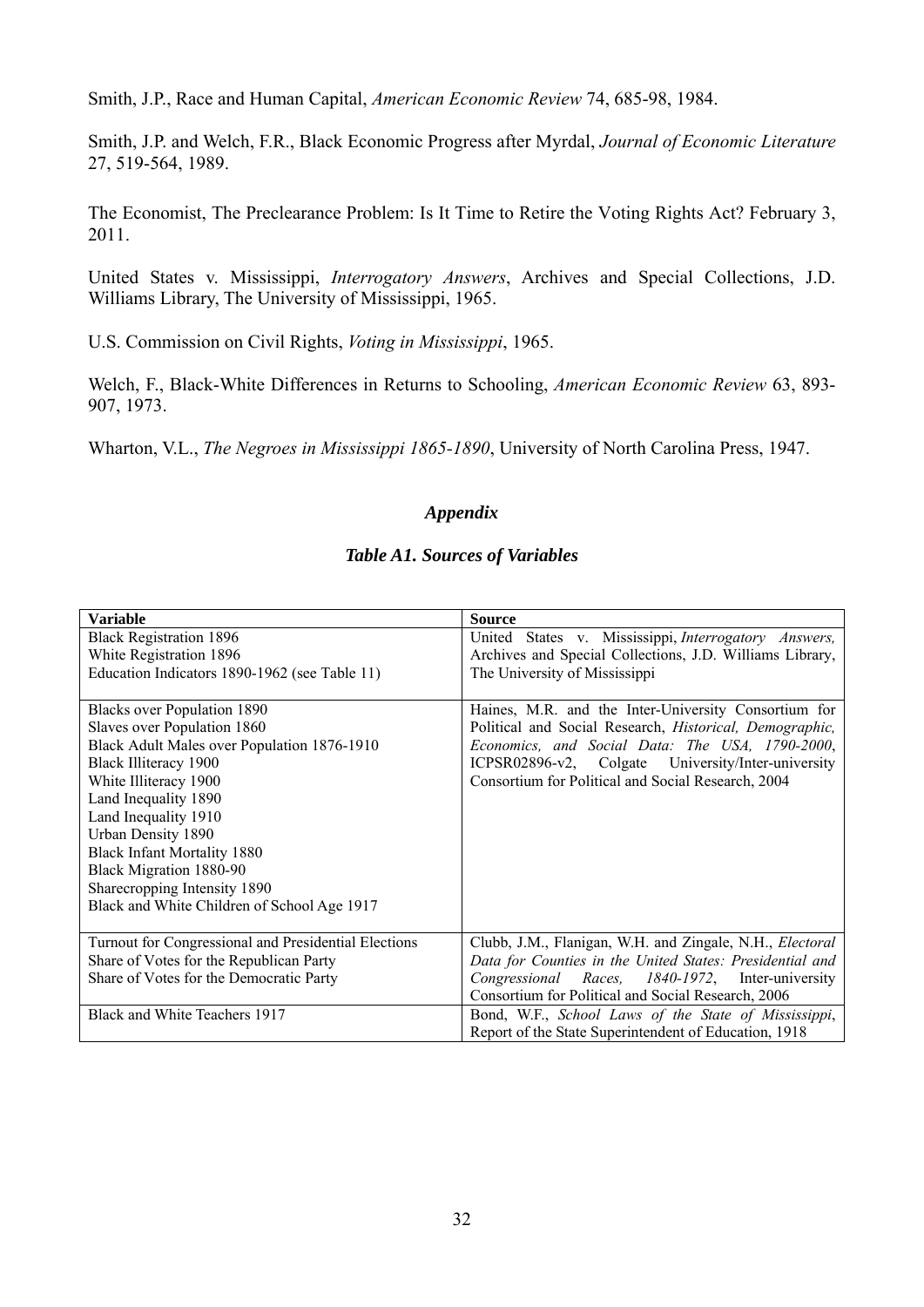Smith, J.P., Race and Human Capital, *American Economic Review* 74, 685-98, 1984.

Smith, J.P. and Welch, F.R., Black Economic Progress after Myrdal, *Journal of Economic Literature* 27, 519-564, 1989.

The Economist, The Preclearance Problem: Is It Time to Retire the Voting Rights Act? February 3, 2011.

United States v. Mississippi, *Interrogatory Answers*, Archives and Special Collections, J.D. Williams Library, The University of Mississippi, 1965.

U.S. Commission on Civil Rights, *Voting in Mississippi*, 1965.

Welch, F., Black-White Differences in Returns to Schooling, *American Economic Review* 63, 893-907, 1973.

Wharton, V.L., *The Negroes in Mississippi 1865-1890*, University of North Carolina Press, 1947.

## *Appendix*

### *Table A1. Sources of Variables*

| Variable | Source |
|---|---|
| Black Registration 1896<br>White Registration 1896<br>Education Indicators 1890-1962 (see Table 11) | United States v. Mississippi, *Interrogatory Answers,* Archives and Special Collections, J.D. Williams Library, The University of Mississippi |
| Blacks over Population 1890<br>Slaves over Population 1860<br>Black Adult Males over Population 1876-1910<br>Black Illiteracy 1900<br>White Illiteracy 1900<br>Land Inequality 1890<br>Land Inequality 1910<br>Urban Density 1890<br>Black Infant Mortality 1880<br>Black Migration 1880-90<br>Sharecropping Intensity 1890<br>Black and White Children of School Age 1917 | Haines, M.R. and the Inter-University Consortium for Political and Social Research, *Historical, Demographic, Economics, and Social Data: The USA, 1790-2000*, ICPSR02896-v2, Colgate University/Inter-university Consortium for Political and Social Research, 2004 |
| Turnout for Congressional and Presidential Elections<br>Share of Votes for the Republican Party<br>Share of Votes for the Democratic Party | Clubb, J.M., Flanigan, W.H. and Zingale, N.H., *Electoral Data for Counties in the United States: Presidential and Congressional Races, 1840-1972*, Inter-university Consortium for Political and Social Research, 2006 |
| Black and White Teachers 1917 | Bond, W.F., *School Laws of the State of Mississippi*, Report of the State Superintendent of Education, 1918 |